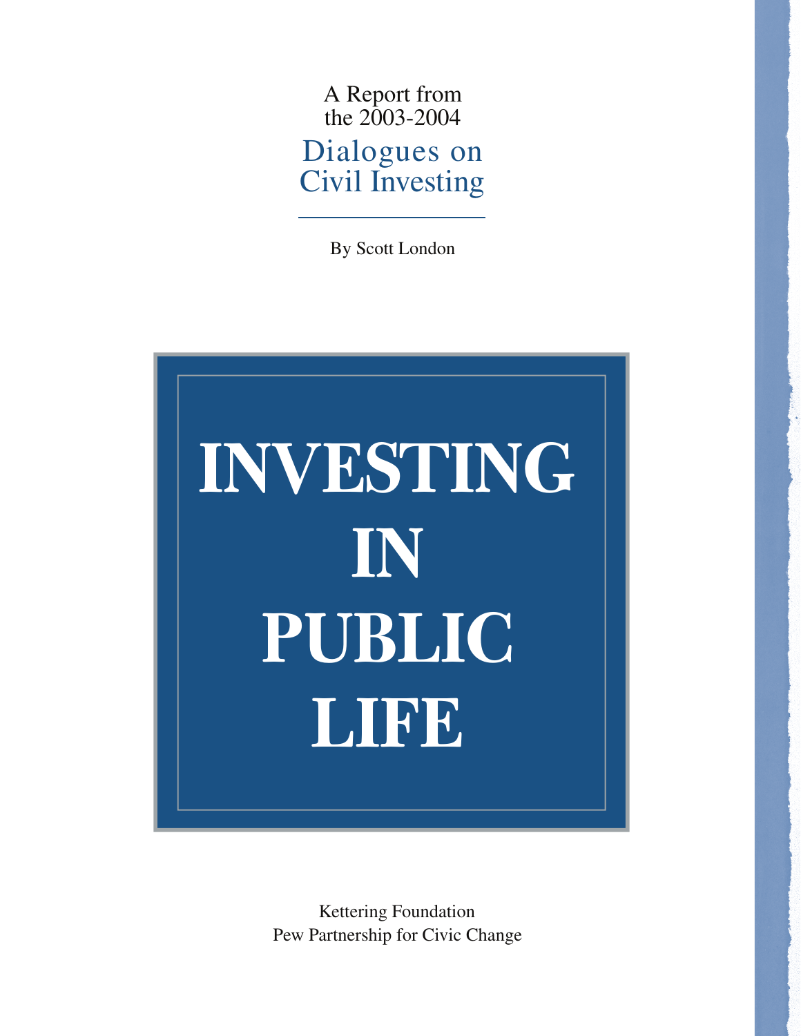A Report from
the 2003-2004

Dialogues on Civil Investing

By Scott London

# INVESTING IN PUBLIC LIFE

Kettering Foundation
Pew Partnership for Civic Change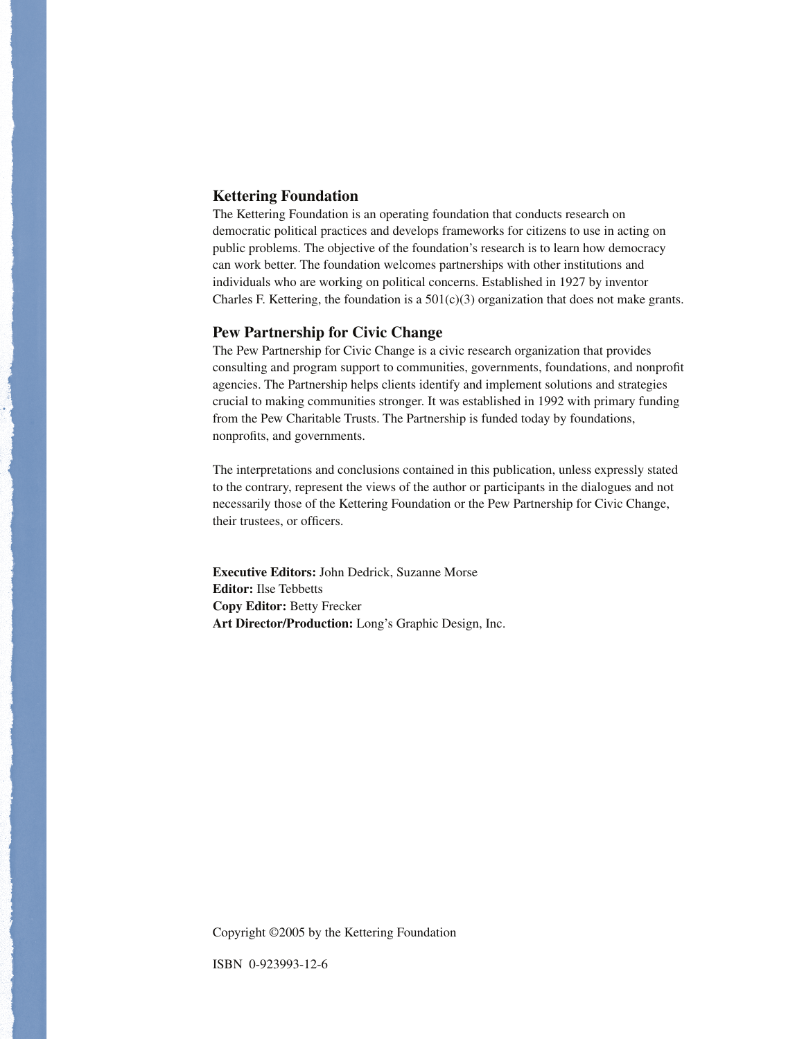## Kettering Foundation

The Kettering Foundation is an operating foundation that conducts research on democratic political practices and develops frameworks for citizens to use in acting on public problems. The objective of the foundation's research is to learn how democracy can work better. The foundation welcomes partnerships with other institutions and individuals who are working on political concerns. Established in 1927 by inventor Charles F. Kettering, the foundation is a 501(c)(3) organization that does not make grants.

## Pew Partnership for Civic Change

The Pew Partnership for Civic Change is a civic research organization that provides consulting and program support to communities, governments, foundations, and nonprofit agencies. The Partnership helps clients identify and implement solutions and strategies crucial to making communities stronger. It was established in 1992 with primary funding from the Pew Charitable Trusts. The Partnership is funded today by foundations, nonprofits, and governments.

The interpretations and conclusions contained in this publication, unless expressly stated to the contrary, represent the views of the author or participants in the dialogues and not necessarily those of the Kettering Foundation or the Pew Partnership for Civic Change, their trustees, or officers.

**Executive Editors:** John Dedrick, Suzanne Morse
**Editor:** Ilse Tebbetts
**Copy Editor:** Betty Frecker
**Art Director/Production:** Long's Graphic Design, Inc.

Copyright ©2005 by the Kettering Foundation

ISBN 0-923993-12-6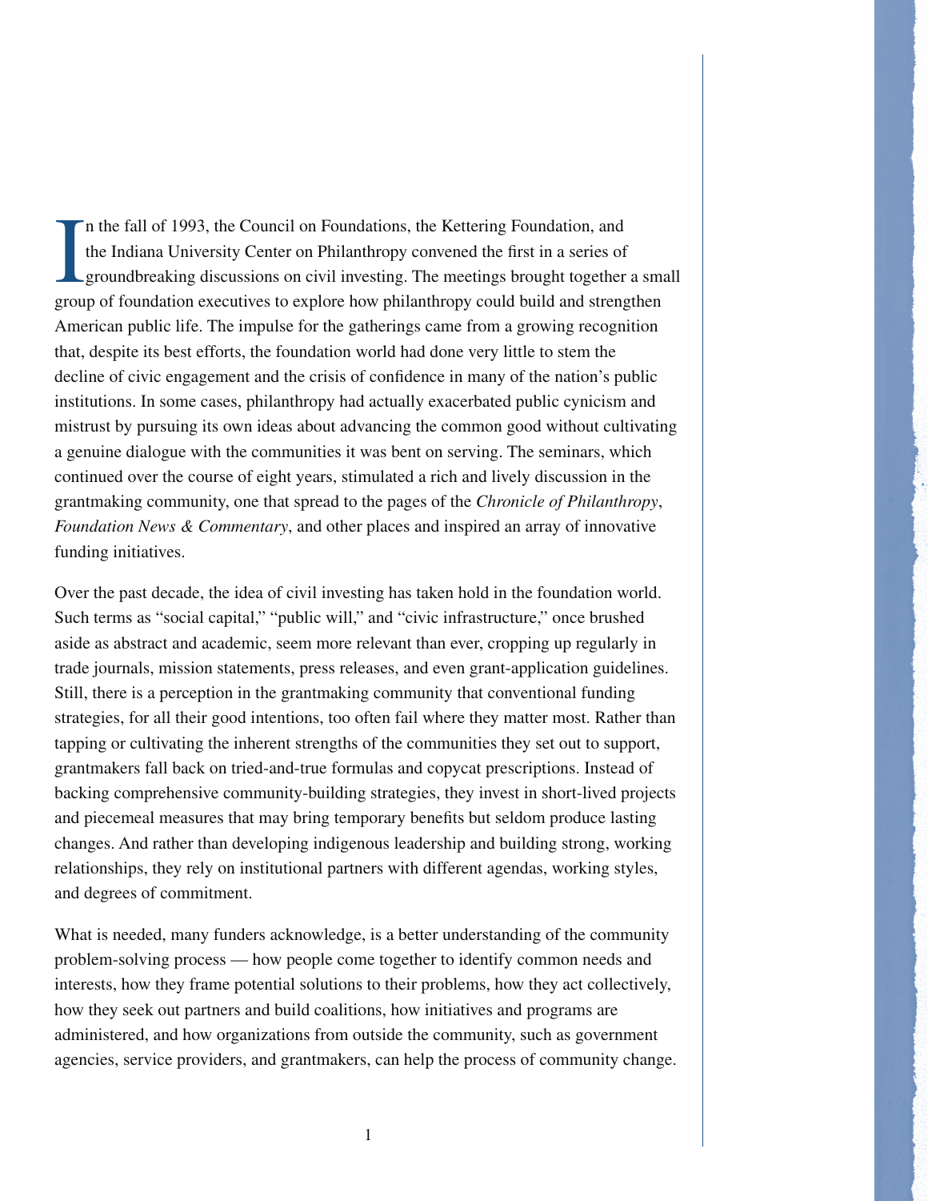In the fall of 1993, the Council on Foundations, the Kettering Foundation, and the Indiana University Center on Philanthropy convened the first in a series of groundbreaking discussions on civil investing. The meetings brought together a small group of foundation executives to explore how philanthropy could build and strengthen American public life. The impulse for the gatherings came from a growing recognition that, despite its best efforts, the foundation world had done very little to stem the decline of civic engagement and the crisis of confidence in many of the nation's public institutions. In some cases, philanthropy had actually exacerbated public cynicism and mistrust by pursuing its own ideas about advancing the common good without cultivating a genuine dialogue with the communities it was bent on serving. The seminars, which continued over the course of eight years, stimulated a rich and lively discussion in the grantmaking community, one that spread to the pages of the *Chronicle of Philanthropy*, *Foundation News & Commentary*, and other places and inspired an array of innovative funding initiatives.

Over the past decade, the idea of civil investing has taken hold in the foundation world. Such terms as "social capital," "public will," and "civic infrastructure," once brushed aside as abstract and academic, seem more relevant than ever, cropping up regularly in trade journals, mission statements, press releases, and even grant-application guidelines. Still, there is a perception in the grantmaking community that conventional funding strategies, for all their good intentions, too often fail where they matter most. Rather than tapping or cultivating the inherent strengths of the communities they set out to support, grantmakers fall back on tried-and-true formulas and copycat prescriptions. Instead of backing comprehensive community-building strategies, they invest in short-lived projects and piecemeal measures that may bring temporary benefits but seldom produce lasting changes. And rather than developing indigenous leadership and building strong, working relationships, they rely on institutional partners with different agendas, working styles, and degrees of commitment.

What is needed, many funders acknowledge, is a better understanding of the community problem-solving process — how people come together to identify common needs and interests, how they frame potential solutions to their problems, how they act collectively, how they seek out partners and build coalitions, how initiatives and programs are administered, and how organizations from outside the community, such as government agencies, service providers, and grantmakers, can help the process of community change.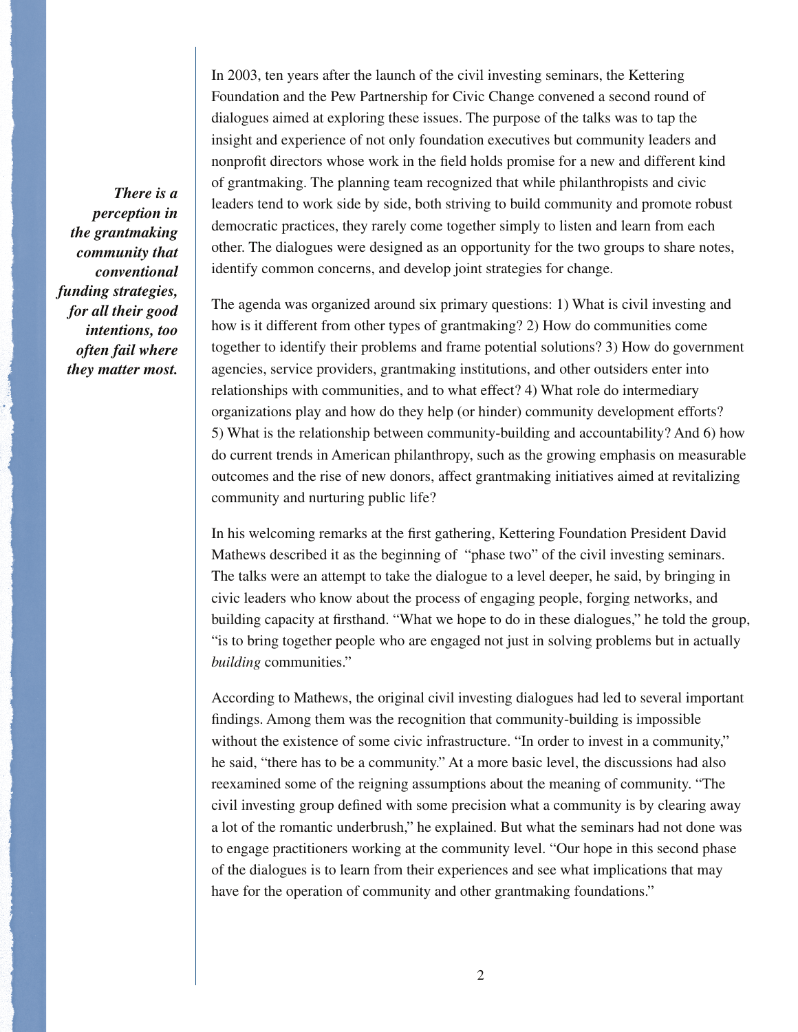*There is a perception in the grantmaking community that conventional funding strategies, for all their good intentions, too often fail where they matter most.*

In 2003, ten years after the launch of the civil investing seminars, the Kettering Foundation and the Pew Partnership for Civic Change convened a second round of dialogues aimed at exploring these issues. The purpose of the talks was to tap the insight and experience of not only foundation executives but community leaders and nonprofit directors whose work in the field holds promise for a new and different kind of grantmaking. The planning team recognized that while philanthropists and civic leaders tend to work side by side, both striving to build community and promote robust democratic practices, they rarely come together simply to listen and learn from each other. The dialogues were designed as an opportunity for the two groups to share notes, identify common concerns, and develop joint strategies for change.

The agenda was organized around six primary questions: 1) What is civil investing and how is it different from other types of grantmaking? 2) How do communities come together to identify their problems and frame potential solutions? 3) How do government agencies, service providers, grantmaking institutions, and other outsiders enter into relationships with communities, and to what effect? 4) What role do intermediary organizations play and how do they help (or hinder) community development efforts? 5) What is the relationship between community-building and accountability? And 6) how do current trends in American philanthropy, such as the growing emphasis on measurable outcomes and the rise of new donors, affect grantmaking initiatives aimed at revitalizing community and nurturing public life?

In his welcoming remarks at the first gathering, Kettering Foundation President David Mathews described it as the beginning of "phase two" of the civil investing seminars. The talks were an attempt to take the dialogue to a level deeper, he said, by bringing in civic leaders who know about the process of engaging people, forging networks, and building capacity at firsthand. "What we hope to do in these dialogues," he told the group, "is to bring together people who are engaged not just in solving problems but in actually *building* communities."

According to Mathews, the original civil investing dialogues had led to several important findings. Among them was the recognition that community-building is impossible without the existence of some civic infrastructure. "In order to invest in a community," he said, "there has to be a community." At a more basic level, the discussions had also reexamined some of the reigning assumptions about the meaning of community. "The civil investing group defined with some precision what a community is by clearing away a lot of the romantic underbrush," he explained. But what the seminars had not done was to engage practitioners working at the community level. "Our hope in this second phase of the dialogues is to learn from their experiences and see what implications that may have for the operation of community and other grantmaking foundations."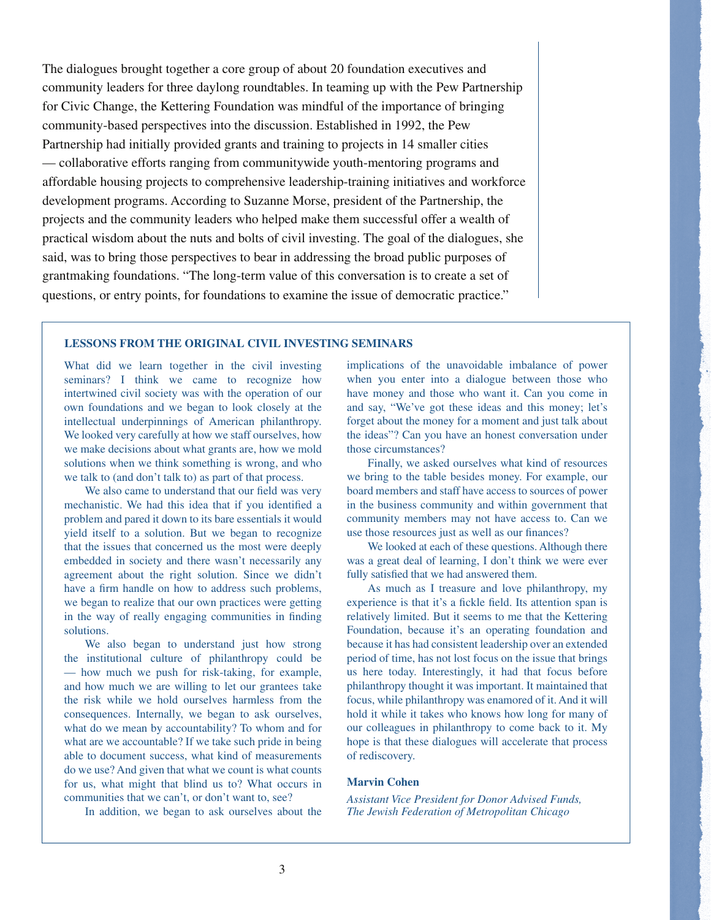The dialogues brought together a core group of about 20 foundation executives and community leaders for three daylong roundtables. In teaming up with the Pew Partnership for Civic Change, the Kettering Foundation was mindful of the importance of bringing community-based perspectives into the discussion. Established in 1992, the Pew Partnership had initially provided grants and training to projects in 14 smaller cities — collaborative efforts ranging from communitywide youth-mentoring programs and affordable housing projects to comprehensive leadership-training initiatives and workforce development programs. According to Suzanne Morse, president of the Partnership, the projects and the community leaders who helped make them successful offer a wealth of practical wisdom about the nuts and bolts of civil investing. The goal of the dialogues, she said, was to bring those perspectives to bear in addressing the broad public purposes of grantmaking foundations. "The long-term value of this conversation is to create a set of questions, or entry points, for foundations to examine the issue of democratic practice."

### LESSONS FROM THE ORIGINAL CIVIL INVESTING SEMINARS

What did we learn together in the civil investing seminars? I think we came to recognize how intertwined civil society was with the operation of our own foundations and we began to look closely at the intellectual underpinnings of American philanthropy. We looked very carefully at how we staff ourselves, how we make decisions about what grants are, how we mold solutions when we think something is wrong, and who we talk to (and don't talk to) as part of that process.

We also came to understand that our field was very mechanistic. We had this idea that if you identified a problem and pared it down to its bare essentials it would yield itself to a solution. But we began to recognize that the issues that concerned us the most were deeply embedded in society and there wasn't necessarily any agreement about the right solution. Since we didn't have a firm handle on how to address such problems, we began to realize that our own practices were getting in the way of really engaging communities in finding solutions.

We also began to understand just how strong the institutional culture of philanthropy could be — how much we push for risk-taking, for example, and how much we are willing to let our grantees take the risk while we hold ourselves harmless from the consequences. Internally, we began to ask ourselves, what do we mean by accountability? To whom and for what are we accountable? If we take such pride in being able to document success, what kind of measurements do we use? And given that what we count is what counts for us, what might that blind us to? What occurs in communities that we can't, or don't want to, see?

In addition, we began to ask ourselves about the implications of the unavoidable imbalance of power when you enter into a dialogue between those who have money and those who want it. Can you come in and say, "We've got these ideas and this money; let's forget about the money for a moment and just talk about the ideas"? Can you have an honest conversation under those circumstances?

Finally, we asked ourselves what kind of resources we bring to the table besides money. For example, our board members and staff have access to sources of power in the business community and within government that community members may not have access to. Can we use those resources just as well as our finances?

We looked at each of these questions. Although there was a great deal of learning, I don't think we were ever fully satisfied that we had answered them.

As much as I treasure and love philanthropy, my experience is that it's a fickle field. Its attention span is relatively limited. But it seems to me that the Kettering Foundation, because it's an operating foundation and because it has had consistent leadership over an extended period of time, has not lost focus on the issue that brings us here today. Interestingly, it had that focus before philanthropy thought it was important. It maintained that focus, while philanthropy was enamored of it. And it will hold it while it takes who knows how long for many of our colleagues in philanthropy to come back to it. My hope is that these dialogues will accelerate that process of rediscovery.

**Marvin Cohen**

*Assistant Vice President for Donor Advised Funds,*
*The Jewish Federation of Metropolitan Chicago*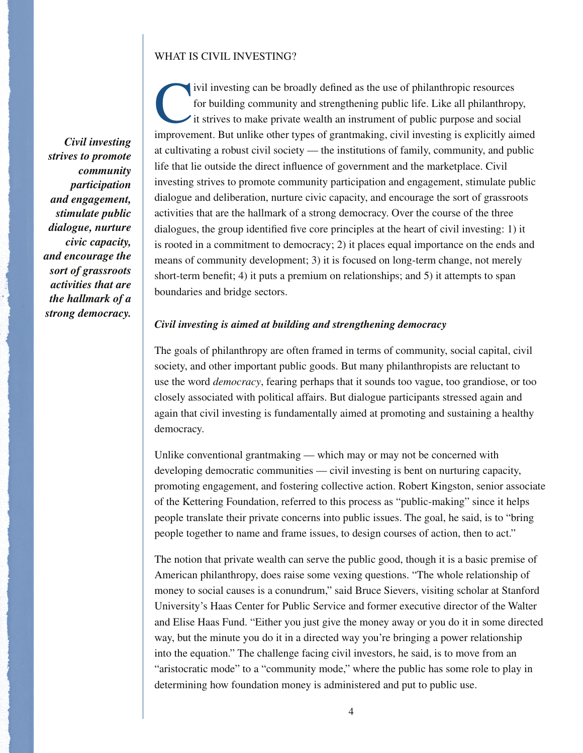## WHAT IS CIVIL INVESTING?

*Civil investing strives to promote community participation and engagement, stimulate public dialogue, nurture civic capacity, and encourage the sort of grassroots activities that are the hallmark of a strong democracy.*

Civil investing can be broadly defined as the use of philanthropic resources for building community and strengthening public life. Like all philanthropy, it strives to make private wealth an instrument of public purpose and social improvement. But unlike other types of grantmaking, civil investing is explicitly aimed at cultivating a robust civil society — the institutions of family, community, and public life that lie outside the direct influence of government and the marketplace. Civil investing strives to promote community participation and engagement, stimulate public dialogue and deliberation, nurture civic capacity, and encourage the sort of grassroots activities that are the hallmark of a strong democracy. Over the course of the three dialogues, the group identified five core principles at the heart of civil investing: 1) it is rooted in a commitment to democracy; 2) it places equal importance on the ends and means of community development; 3) it is focused on long-term change, not merely short-term benefit; 4) it puts a premium on relationships; and 5) it attempts to span boundaries and bridge sectors.

### *Civil investing is aimed at building and strengthening democracy*

The goals of philanthropy are often framed in terms of community, social capital, civil society, and other important public goods. But many philanthropists are reluctant to use the word *democracy*, fearing perhaps that it sounds too vague, too grandiose, or too closely associated with political affairs. But dialogue participants stressed again and again that civil investing is fundamentally aimed at promoting and sustaining a healthy democracy.

Unlike conventional grantmaking — which may or may not be concerned with developing democratic communities — civil investing is bent on nurturing capacity, promoting engagement, and fostering collective action. Robert Kingston, senior associate of the Kettering Foundation, referred to this process as "public-making" since it helps people translate their private concerns into public issues. The goal, he said, is to "bring people together to name and frame issues, to design courses of action, then to act."

The notion that private wealth can serve the public good, though it is a basic premise of American philanthropy, does raise some vexing questions. "The whole relationship of money to social causes is a conundrum," said Bruce Sievers, visiting scholar at Stanford University's Haas Center for Public Service and former executive director of the Walter and Elise Haas Fund. "Either you just give the money away or you do it in some directed way, but the minute you do it in a directed way you're bringing a power relationship into the equation." The challenge facing civil investors, he said, is to move from an "aristocratic mode" to a "community mode," where the public has some role to play in determining how foundation money is administered and put to public use.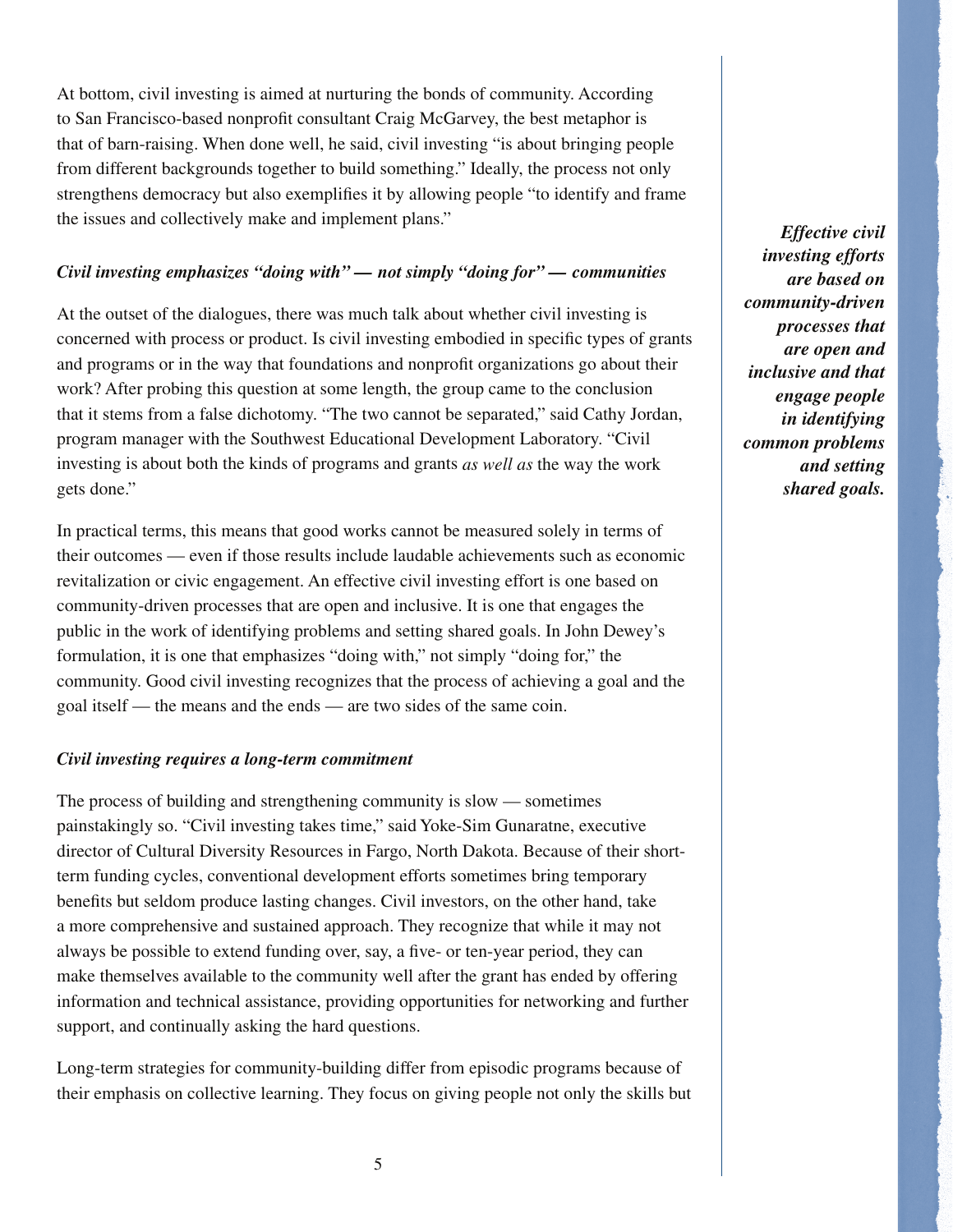At bottom, civil investing is aimed at nurturing the bonds of community. According to San Francisco-based nonprofit consultant Craig McGarvey, the best metaphor is that of barn-raising. When done well, he said, civil investing "is about bringing people from different backgrounds together to build something." Ideally, the process not only strengthens democracy but also exemplifies it by allowing people "to identify and frame the issues and collectively make and implement plans."

***Civil investing emphasizes "doing with" — not simply "doing for" — communities***

At the outset of the dialogues, there was much talk about whether civil investing is concerned with process or product. Is civil investing embodied in specific types of grants and programs or in the way that foundations and nonprofit organizations go about their work? After probing this question at some length, the group came to the conclusion that it stems from a false dichotomy. "The two cannot be separated," said Cathy Jordan, program manager with the Southwest Educational Development Laboratory. "Civil investing is about both the kinds of programs and grants *as well as* the way the work gets done."

In practical terms, this means that good works cannot be measured solely in terms of their outcomes — even if those results include laudable achievements such as economic revitalization or civic engagement. An effective civil investing effort is one based on community-driven processes that are open and inclusive. It is one that engages the public in the work of identifying problems and setting shared goals. In John Dewey's formulation, it is one that emphasizes "doing with," not simply "doing for," the community. Good civil investing recognizes that the process of achieving a goal and the goal itself — the means and the ends — are two sides of the same coin.

***Effective civil investing efforts are based on community-driven processes that are open and inclusive and that engage people in identifying common problems and setting shared goals.***

***Civil investing requires a long-term commitment***

The process of building and strengthening community is slow — sometimes painstakingly so. "Civil investing takes time," said Yoke-Sim Gunaratne, executive director of Cultural Diversity Resources in Fargo, North Dakota. Because of their short-term funding cycles, conventional development efforts sometimes bring temporary benefits but seldom produce lasting changes. Civil investors, on the other hand, take a more comprehensive and sustained approach. They recognize that while it may not always be possible to extend funding over, say, a five- or ten-year period, they can make themselves available to the community well after the grant has ended by offering information and technical assistance, providing opportunities for networking and further support, and continually asking the hard questions.

Long-term strategies for community-building differ from episodic programs because of their emphasis on collective learning. They focus on giving people not only the skills but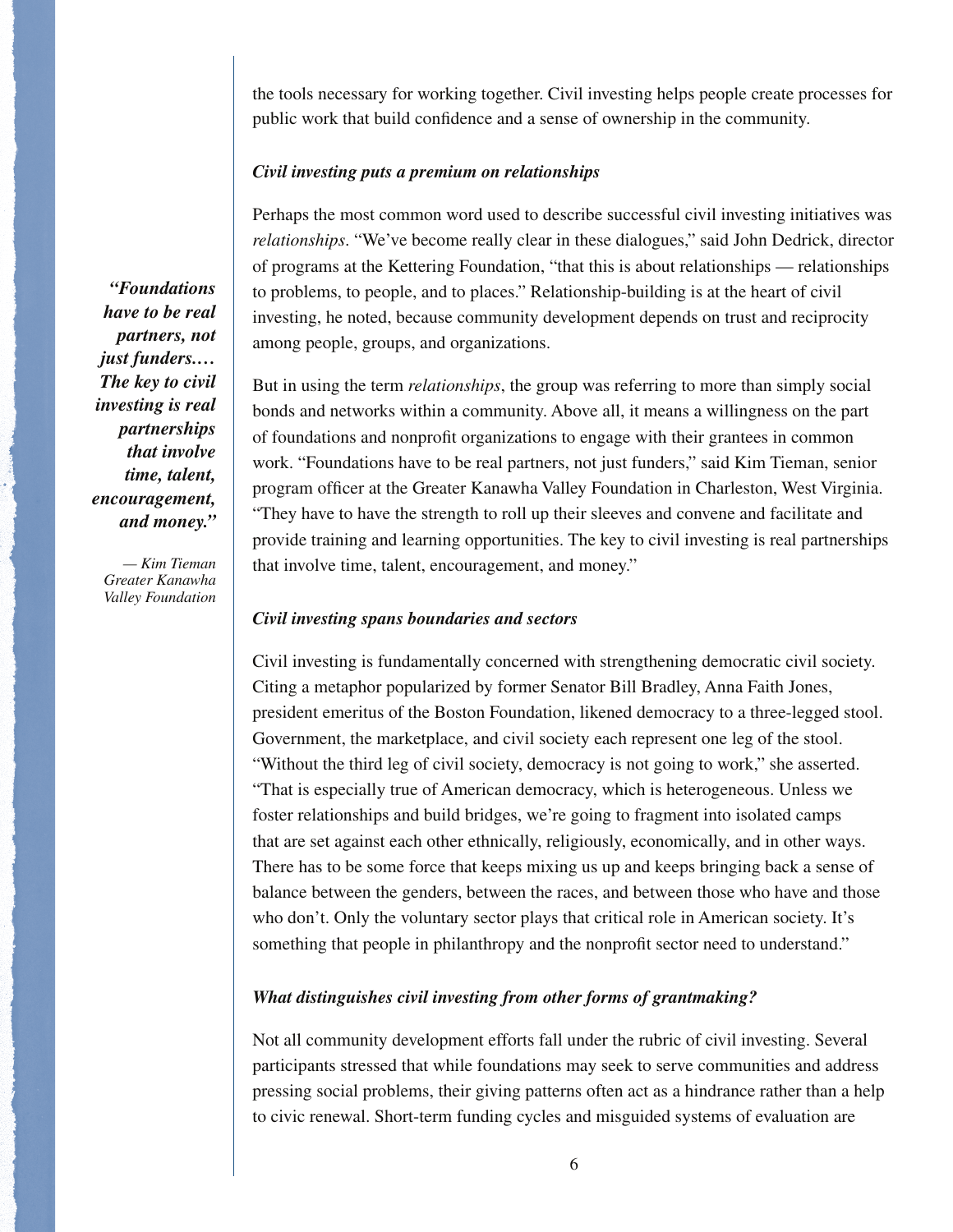the tools necessary for working together. Civil investing helps people create processes for public work that build confidence and a sense of ownership in the community.

### *Civil investing puts a premium on relationships*

Perhaps the most common word used to describe successful civil investing initiatives was *relationships*. "We've become really clear in these dialogues," said John Dedrick, director of programs at the Kettering Foundation, "that this is about relationships — relationships to problems, to people, and to places." Relationship-building is at the heart of civil investing, he noted, because community development depends on trust and reciprocity among people, groups, and organizations.

> ***"Foundations have to be real partners, not just funders.… The key to civil investing is real partnerships that involve time, talent, encouragement, and money."***
>
> *— Kim Tieman Greater Kanawha Valley Foundation*

But in using the term *relationships*, the group was referring to more than simply social bonds and networks within a community. Above all, it means a willingness on the part of foundations and nonprofit organizations to engage with their grantees in common work. "Foundations have to be real partners, not just funders," said Kim Tieman, senior program officer at the Greater Kanawha Valley Foundation in Charleston, West Virginia. "They have to have the strength to roll up their sleeves and convene and facilitate and provide training and learning opportunities. The key to civil investing is real partnerships that involve time, talent, encouragement, and money."

### *Civil investing spans boundaries and sectors*

Civil investing is fundamentally concerned with strengthening democratic civil society. Citing a metaphor popularized by former Senator Bill Bradley, Anna Faith Jones, president emeritus of the Boston Foundation, likened democracy to a three-legged stool. Government, the marketplace, and civil society each represent one leg of the stool. "Without the third leg of civil society, democracy is not going to work," she asserted. "That is especially true of American democracy, which is heterogeneous. Unless we foster relationships and build bridges, we're going to fragment into isolated camps that are set against each other ethnically, religiously, economically, and in other ways. There has to be some force that keeps mixing us up and keeps bringing back a sense of balance between the genders, between the races, and between those who have and those who don't. Only the voluntary sector plays that critical role in American society. It's something that people in philanthropy and the nonprofit sector need to understand."

### *What distinguishes civil investing from other forms of grantmaking?*

Not all community development efforts fall under the rubric of civil investing. Several participants stressed that while foundations may seek to serve communities and address pressing social problems, their giving patterns often act as a hindrance rather than a help to civic renewal. Short-term funding cycles and misguided systems of evaluation are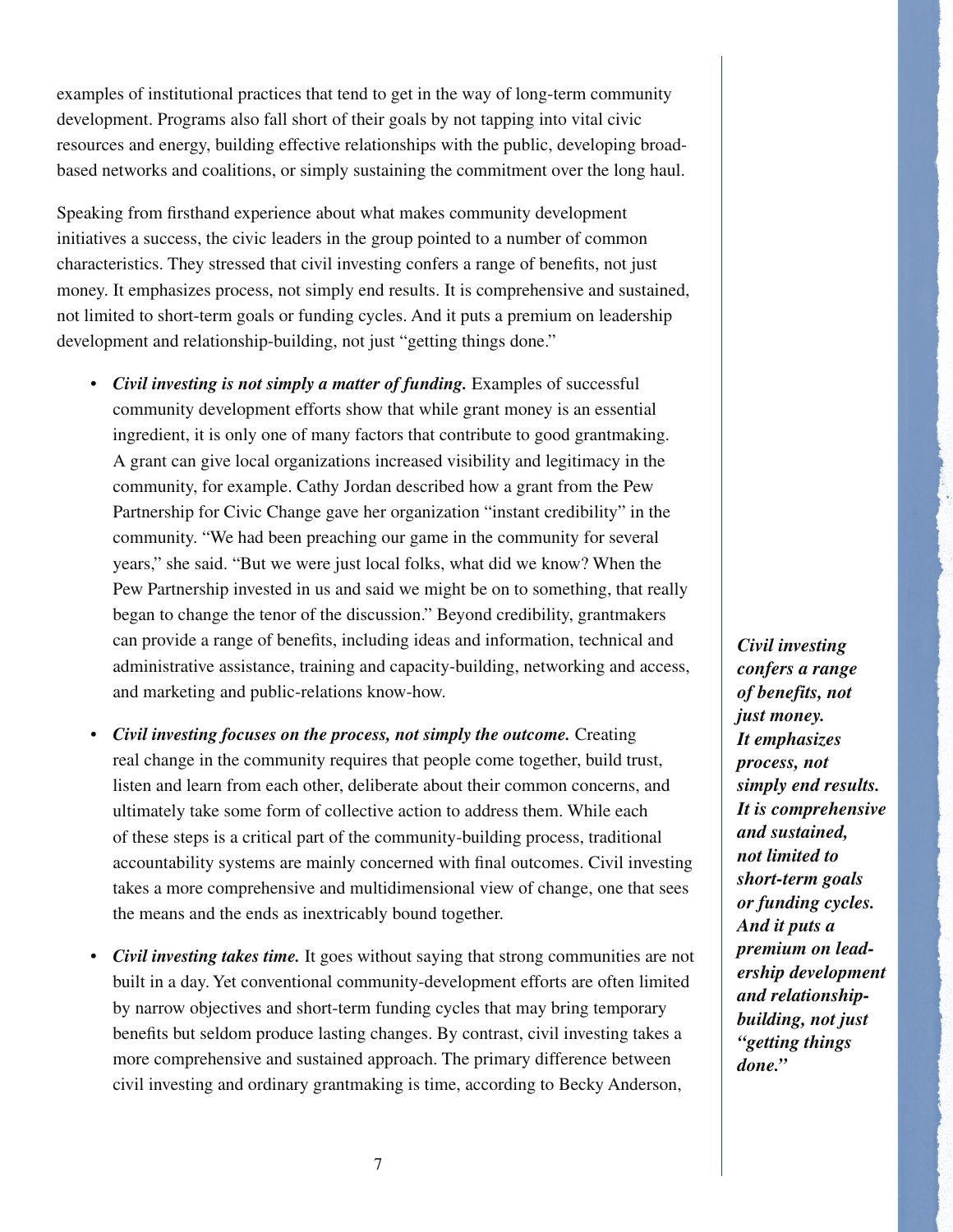examples of institutional practices that tend to get in the way of long-term community development. Programs also fall short of their goals by not tapping into vital civic resources and energy, building effective relationships with the public, developing broad-based networks and coalitions, or simply sustaining the commitment over the long haul.

Speaking from firsthand experience about what makes community development initiatives a success, the civic leaders in the group pointed to a number of common characteristics. They stressed that civil investing confers a range of benefits, not just money. It emphasizes process, not simply end results. It is comprehensive and sustained, not limited to short-term goals or funding cycles. And it puts a premium on leadership development and relationship-building, not just "getting things done."

- ***Civil investing is not simply a matter of funding.*** Examples of successful community development efforts show that while grant money is an essential ingredient, it is only one of many factors that contribute to good grantmaking. A grant can give local organizations increased visibility and legitimacy in the community, for example. Cathy Jordan described how a grant from the Pew Partnership for Civic Change gave her organization "instant credibility" in the community. "We had been preaching our game in the community for several years," she said. "But we were just local folks, what did we know? When the Pew Partnership invested in us and said we might be on to something, that really began to change the tenor of the discussion." Beyond credibility, grantmakers can provide a range of benefits, including ideas and information, technical and administrative assistance, training and capacity-building, networking and access, and marketing and public-relations know-how.

- ***Civil investing focuses on the process, not simply the outcome.*** Creating real change in the community requires that people come together, build trust, listen and learn from each other, deliberate about their common concerns, and ultimately take some form of collective action to address them. While each of these steps is a critical part of the community-building process, traditional accountability systems are mainly concerned with final outcomes. Civil investing takes a more comprehensive and multidimensional view of change, one that sees the means and the ends as inextricably bound together.

- ***Civil investing takes time.*** It goes without saying that strong communities are not built in a day. Yet conventional community-development efforts are often limited by narrow objectives and short-term funding cycles that may bring temporary benefits but seldom produce lasting changes. By contrast, civil investing takes a more comprehensive and sustained approach. The primary difference between civil investing and ordinary grantmaking is time, according to Becky Anderson,

***Civil investing confers a range of benefits, not just money. It emphasizes process, not simply end results. It is comprehensive and sustained, not limited to short-term goals or funding cycles. And it puts a premium on leadership development and relationship-building, not just "getting things done."***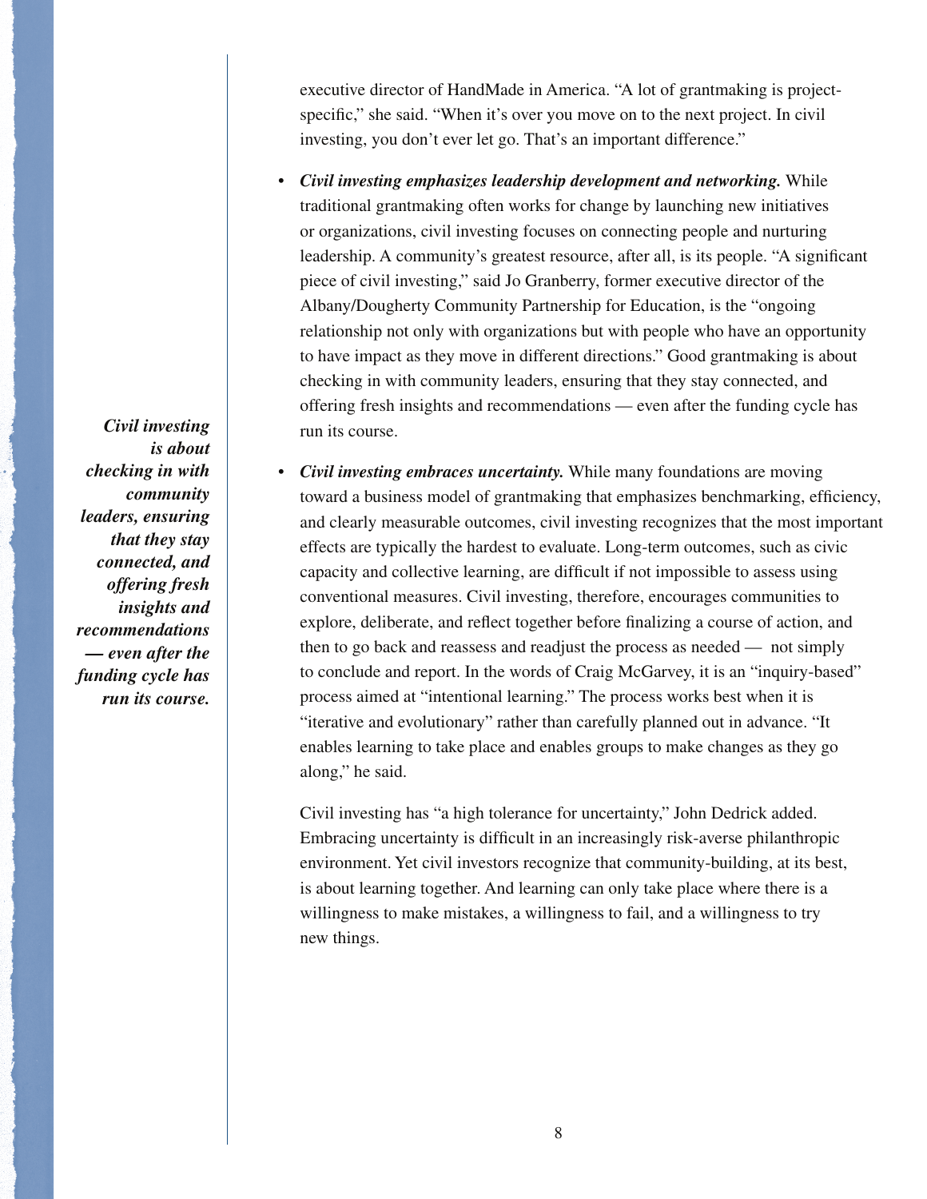executive director of HandMade in America. "A lot of grantmaking is project-specific," she said. "When it's over you move on to the next project. In civil investing, you don't ever let go. That's an important difference."

- ***Civil investing emphasizes leadership development and networking.*** While traditional grantmaking often works for change by launching new initiatives or organizations, civil investing focuses on connecting people and nurturing leadership. A community's greatest resource, after all, is its people. "A significant piece of civil investing," said Jo Granberry, former executive director of the Albany/Dougherty Community Partnership for Education, is the "ongoing relationship not only with organizations but with people who have an opportunity to have impact as they move in different directions." Good grantmaking is about checking in with community leaders, ensuring that they stay connected, and offering fresh insights and recommendations — even after the funding cycle has run its course.

***Civil investing is about checking in with community leaders, ensuring that they stay connected, and offering fresh insights and recommendations — even after the funding cycle has run its course.***

- ***Civil investing embraces uncertainty.*** While many foundations are moving toward a business model of grantmaking that emphasizes benchmarking, efficiency, and clearly measurable outcomes, civil investing recognizes that the most important effects are typically the hardest to evaluate. Long-term outcomes, such as civic capacity and collective learning, are difficult if not impossible to assess using conventional measures. Civil investing, therefore, encourages communities to explore, deliberate, and reflect together before finalizing a course of action, and then to go back and reassess and readjust the process as needed — not simply to conclude and report. In the words of Craig McGarvey, it is an "inquiry-based" process aimed at "intentional learning." The process works best when it is "iterative and evolutionary" rather than carefully planned out in advance. "It enables learning to take place and enables groups to make changes as they go along," he said.

  Civil investing has "a high tolerance for uncertainty," John Dedrick added. Embracing uncertainty is difficult in an increasingly risk-averse philanthropic environment. Yet civil investors recognize that community-building, at its best, is about learning together. And learning can only take place where there is a willingness to make mistakes, a willingness to fail, and a willingness to try new things.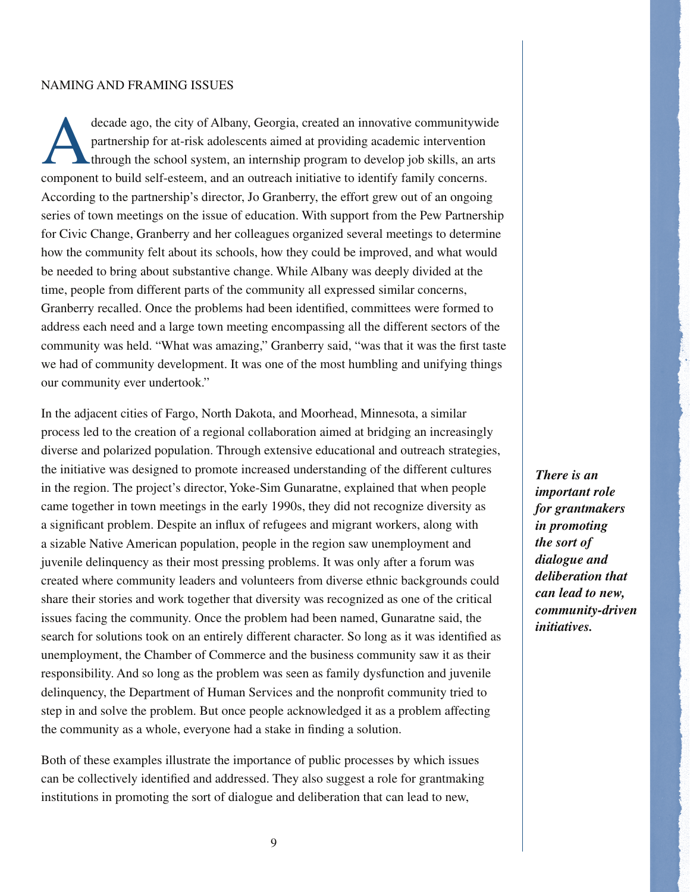## NAMING AND FRAMING ISSUES

A decade ago, the city of Albany, Georgia, created an innovative communitywide partnership for at-risk adolescents aimed at providing academic intervention through the school system, an internship program to develop job skills, an arts component to build self-esteem, and an outreach initiative to identify family concerns. According to the partnership's director, Jo Granberry, the effort grew out of an ongoing series of town meetings on the issue of education. With support from the Pew Partnership for Civic Change, Granberry and her colleagues organized several meetings to determine how the community felt about its schools, how they could be improved, and what would be needed to bring about substantive change. While Albany was deeply divided at the time, people from different parts of the community all expressed similar concerns, Granberry recalled. Once the problems had been identified, committees were formed to address each need and a large town meeting encompassing all the different sectors of the community was held. "What was amazing," Granberry said, "was that it was the first taste we had of community development. It was one of the most humbling and unifying things our community ever undertook."

In the adjacent cities of Fargo, North Dakota, and Moorhead, Minnesota, a similar process led to the creation of a regional collaboration aimed at bridging an increasingly diverse and polarized population. Through extensive educational and outreach strategies, the initiative was designed to promote increased understanding of the different cultures in the region. The project's director, Yoke-Sim Gunaratne, explained that when people came together in town meetings in the early 1990s, they did not recognize diversity as a significant problem. Despite an influx of refugees and migrant workers, along with a sizable Native American population, people in the region saw unemployment and juvenile delinquency as their most pressing problems. It was only after a forum was created where community leaders and volunteers from diverse ethnic backgrounds could share their stories and work together that diversity was recognized as one of the critical issues facing the community. Once the problem had been named, Gunaratne said, the search for solutions took on an entirely different character. So long as it was identified as unemployment, the Chamber of Commerce and the business community saw it as their responsibility. And so long as the problem was seen as family dysfunction and juvenile delinquency, the Department of Human Services and the nonprofit community tried to step in and solve the problem. But once people acknowledged it as a problem affecting the community as a whole, everyone had a stake in finding a solution.

***There is an important role for grantmakers in promoting the sort of dialogue and deliberation that can lead to new, community-driven initiatives.***

Both of these examples illustrate the importance of public processes by which issues can be collectively identified and addressed. They also suggest a role for grantmaking institutions in promoting the sort of dialogue and deliberation that can lead to new,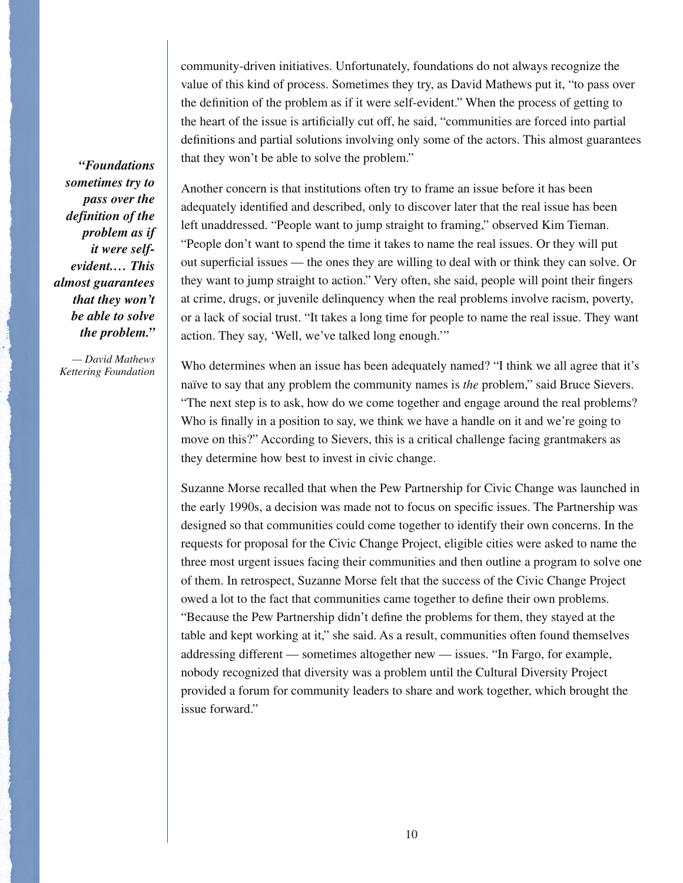community-driven initiatives. Unfortunately, foundations do not always recognize the value of this kind of process. Sometimes they try, as David Mathews put it, "to pass over the definition of the problem as if it were self-evident." When the process of getting to the heart of the issue is artificially cut off, he said, "communities are forced into partial definitions and partial solutions involving only some of the actors. This almost guarantees that they won't be able to solve the problem."

> ***"Foundations sometimes try to pass over the definition of the problem as if it were self-evident.… This almost guarantees that they won't be able to solve the problem."***
>
> *— David Mathews, Kettering Foundation*

Another concern is that institutions often try to frame an issue before it has been adequately identified and described, only to discover later that the real issue has been left unaddressed. "People want to jump straight to framing," observed Kim Tieman. "People don't want to spend the time it takes to name the real issues. Or they will put out superficial issues — the ones they are willing to deal with or think they can solve. Or they want to jump straight to action." Very often, she said, people will point their fingers at crime, drugs, or juvenile delinquency when the real problems involve racism, poverty, or a lack of social trust. "It takes a long time for people to name the real issue. They want action. They say, 'Well, we've talked long enough.'"

Who determines when an issue has been adequately named? "I think we all agree that it's naïve to say that any problem the community names is *the* problem," said Bruce Sievers. "The next step is to ask, how do we come together and engage around the real problems? Who is finally in a position to say, we think we have a handle on it and we're going to move on this?" According to Sievers, this is a critical challenge facing grantmakers as they determine how best to invest in civic change.

Suzanne Morse recalled that when the Pew Partnership for Civic Change was launched in the early 1990s, a decision was made not to focus on specific issues. The Partnership was designed so that communities could come together to identify their own concerns. In the requests for proposal for the Civic Change Project, eligible cities were asked to name the three most urgent issues facing their communities and then outline a program to solve one of them. In retrospect, Suzanne Morse felt that the success of the Civic Change Project owed a lot to the fact that communities came together to define their own problems. "Because the Pew Partnership didn't define the problems for them, they stayed at the table and kept working at it," she said. As a result, communities often found themselves addressing different — sometimes altogether new — issues. "In Fargo, for example, nobody recognized that diversity was a problem until the Cultural Diversity Project provided a forum for community leaders to share and work together, which brought the issue forward."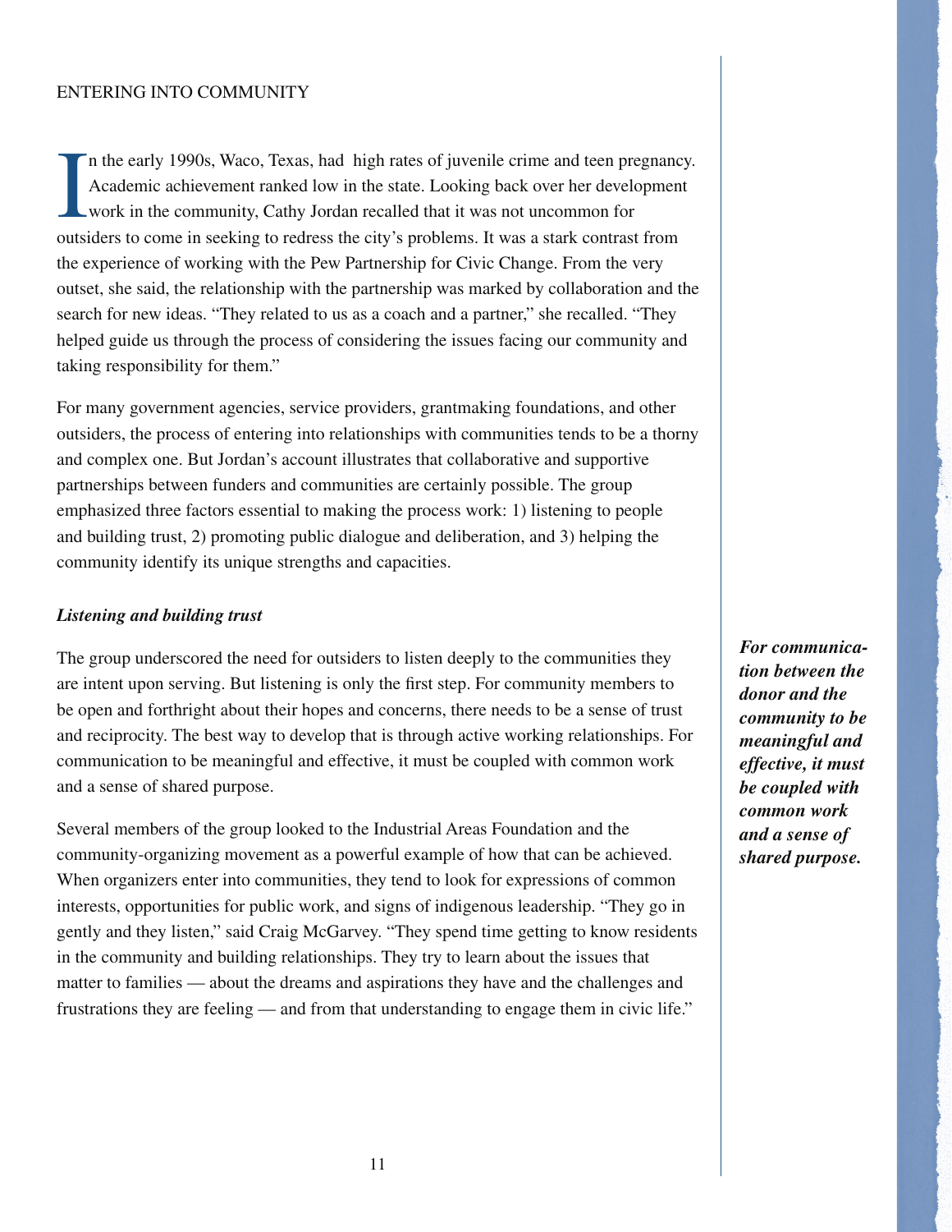## ENTERING INTO COMMUNITY

In the early 1990s, Waco, Texas, had high rates of juvenile crime and teen pregnancy. Academic achievement ranked low in the state. Looking back over her development work in the community, Cathy Jordan recalled that it was not uncommon for outsiders to come in seeking to redress the city's problems. It was a stark contrast from the experience of working with the Pew Partnership for Civic Change. From the very outset, she said, the relationship with the partnership was marked by collaboration and the search for new ideas. "They related to us as a coach and a partner," she recalled. "They helped guide us through the process of considering the issues facing our community and taking responsibility for them."

For many government agencies, service providers, grantmaking foundations, and other outsiders, the process of entering into relationships with communities tends to be a thorny and complex one. But Jordan's account illustrates that collaborative and supportive partnerships between funders and communities are certainly possible. The group emphasized three factors essential to making the process work: 1) listening to people and building trust, 2) promoting public dialogue and deliberation, and 3) helping the community identify its unique strengths and capacities.

### *Listening and building trust*

The group underscored the need for outsiders to listen deeply to the communities they are intent upon serving. But listening is only the first step. For community members to be open and forthright about their hopes and concerns, there needs to be a sense of trust and reciprocity. The best way to develop that is through active working relationships. For communication to be meaningful and effective, it must be coupled with common work and a sense of shared purpose.

***For communication between the donor and the community to be meaningful and effective, it must be coupled with common work and a sense of shared purpose.***

Several members of the group looked to the Industrial Areas Foundation and the community-organizing movement as a powerful example of how that can be achieved. When organizers enter into communities, they tend to look for expressions of common interests, opportunities for public work, and signs of indigenous leadership. "They go in gently and they listen," said Craig McGarvey. "They spend time getting to know residents in the community and building relationships. They try to learn about the issues that matter to families — about the dreams and aspirations they have and the challenges and frustrations they are feeling — and from that understanding to engage them in civic life."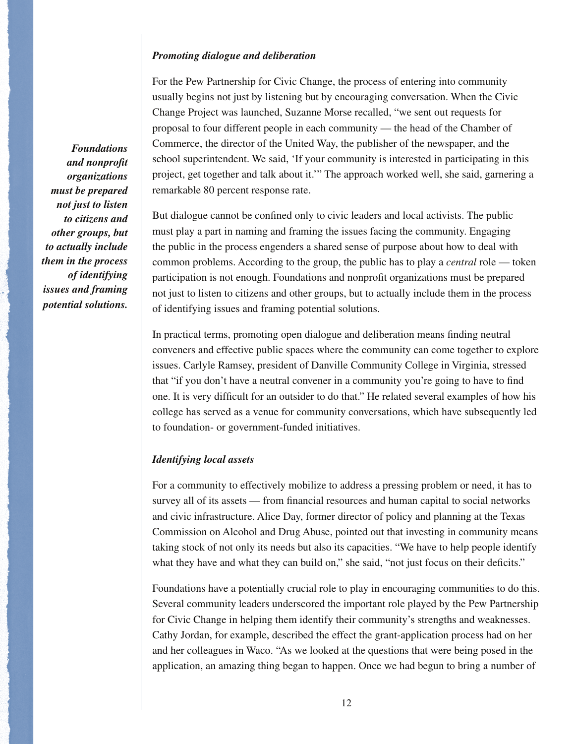*Foundations and nonprofit organizations must be prepared not just to listen to citizens and other groups, but to actually include them in the process of identifying issues and framing potential solutions.*

### *Promoting dialogue and deliberation*

For the Pew Partnership for Civic Change, the process of entering into community usually begins not just by listening but by encouraging conversation. When the Civic Change Project was launched, Suzanne Morse recalled, "we sent out requests for proposal to four different people in each community — the head of the Chamber of Commerce, the director of the United Way, the publisher of the newspaper, and the school superintendent. We said, 'If your community is interested in participating in this project, get together and talk about it.'" The approach worked well, she said, garnering a remarkable 80 percent response rate.

But dialogue cannot be confined only to civic leaders and local activists. The public must play a part in naming and framing the issues facing the community. Engaging the public in the process engenders a shared sense of purpose about how to deal with common problems. According to the group, the public has to play a *central* role — token participation is not enough. Foundations and nonprofit organizations must be prepared not just to listen to citizens and other groups, but to actually include them in the process of identifying issues and framing potential solutions.

In practical terms, promoting open dialogue and deliberation means finding neutral conveners and effective public spaces where the community can come together to explore issues. Carlyle Ramsey, president of Danville Community College in Virginia, stressed that "if you don't have a neutral convener in a community you're going to have to find one. It is very difficult for an outsider to do that." He related several examples of how his college has served as a venue for community conversations, which have subsequently led to foundation- or government-funded initiatives.

### *Identifying local assets*

For a community to effectively mobilize to address a pressing problem or need, it has to survey all of its assets — from financial resources and human capital to social networks and civic infrastructure. Alice Day, former director of policy and planning at the Texas Commission on Alcohol and Drug Abuse, pointed out that investing in community means taking stock of not only its needs but also its capacities. "We have to help people identify what they have and what they can build on," she said, "not just focus on their deficits."

Foundations have a potentially crucial role to play in encouraging communities to do this. Several community leaders underscored the important role played by the Pew Partnership for Civic Change in helping them identify their community's strengths and weaknesses. Cathy Jordan, for example, described the effect the grant-application process had on her and her colleagues in Waco. "As we looked at the questions that were being posed in the application, an amazing thing began to happen. Once we had begun to bring a number of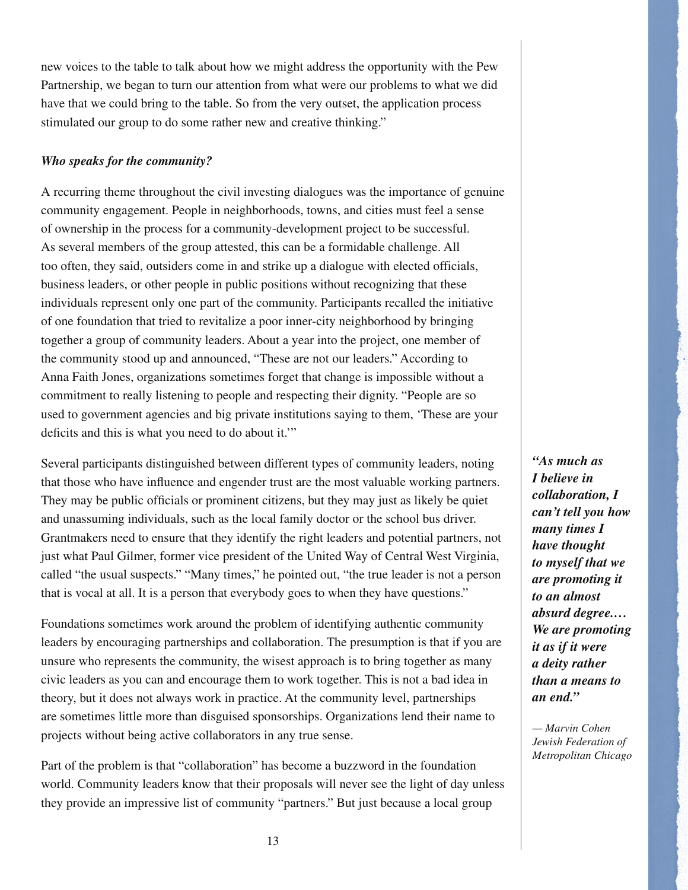new voices to the table to talk about how we might address the opportunity with the Pew Partnership, we began to turn our attention from what were our problems to what we did have that we could bring to the table. So from the very outset, the application process stimulated our group to do some rather new and creative thinking."

### *Who speaks for the community?*

A recurring theme throughout the civil investing dialogues was the importance of genuine community engagement. People in neighborhoods, towns, and cities must feel a sense of ownership in the process for a community-development project to be successful. As several members of the group attested, this can be a formidable challenge. All too often, they said, outsiders come in and strike up a dialogue with elected officials, business leaders, or other people in public positions without recognizing that these individuals represent only one part of the community. Participants recalled the initiative of one foundation that tried to revitalize a poor inner-city neighborhood by bringing together a group of community leaders. About a year into the project, one member of the community stood up and announced, "These are not our leaders." According to Anna Faith Jones, organizations sometimes forget that change is impossible without a commitment to really listening to people and respecting their dignity. "People are so used to government agencies and big private institutions saying to them, 'These are your deficits and this is what you need to do about it.'"

Several participants distinguished between different types of community leaders, noting that those who have influence and engender trust are the most valuable working partners. They may be public officials or prominent citizens, but they may just as likely be quiet and unassuming individuals, such as the local family doctor or the school bus driver. Grantmakers need to ensure that they identify the right leaders and potential partners, not just what Paul Gilmer, former vice president of the United Way of Central West Virginia, called "the usual suspects." "Many times," he pointed out, "the true leader is not a person that is vocal at all. It is a person that everybody goes to when they have questions."

***"As much as I believe in collaboration, I can't tell you how many times I have thought to myself that we are promoting it to an almost absurd degree.… We are promoting it as if it were a deity rather than a means to an end."***

*— Marvin Cohen*
*Jewish Federation of Metropolitan Chicago*

Foundations sometimes work around the problem of identifying authentic community leaders by encouraging partnerships and collaboration. The presumption is that if you are unsure who represents the community, the wisest approach is to bring together as many civic leaders as you can and encourage them to work together. This is not a bad idea in theory, but it does not always work in practice. At the community level, partnerships are sometimes little more than disguised sponsorships. Organizations lend their name to projects without being active collaborators in any true sense.

Part of the problem is that "collaboration" has become a buzzword in the foundation world. Community leaders know that their proposals will never see the light of day unless they provide an impressive list of community "partners." But just because a local group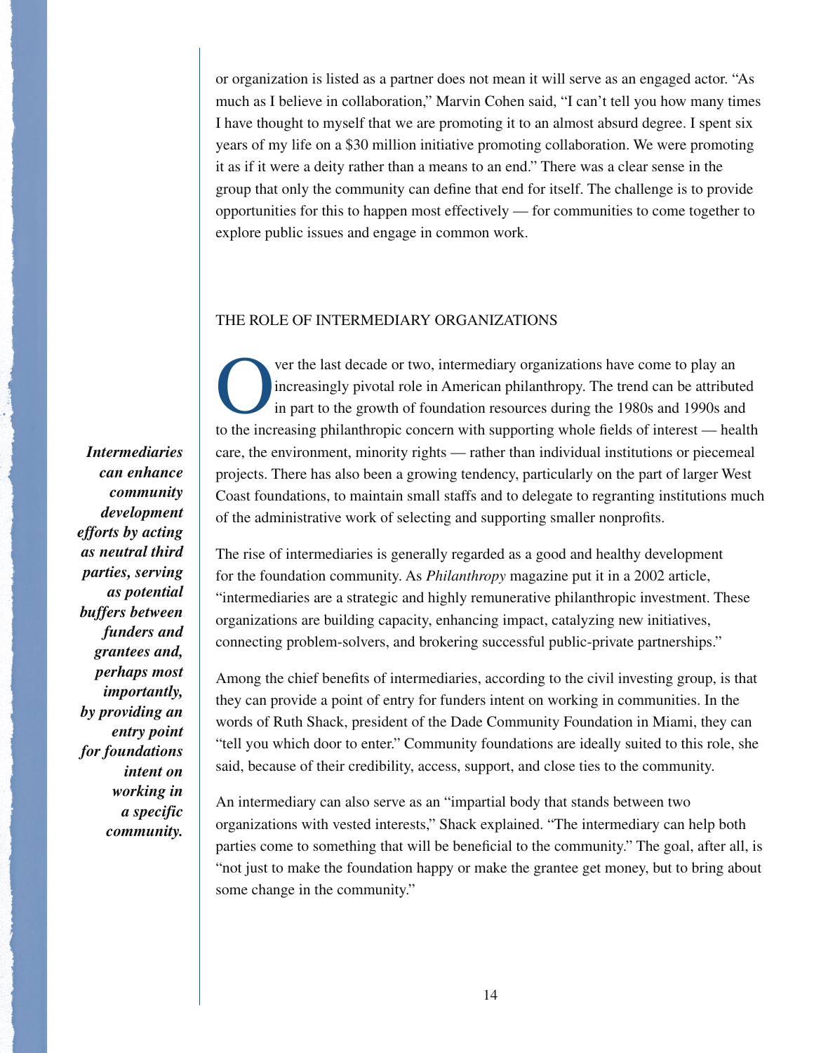or organization is listed as a partner does not mean it will serve as an engaged actor. "As much as I believe in collaboration," Marvin Cohen said, "I can't tell you how many times I have thought to myself that we are promoting it to an almost absurd degree. I spent six years of my life on a $30 million initiative promoting collaboration. We were promoting it as if it were a deity rather than a means to an end." There was a clear sense in the group that only the community can define that end for itself. The challenge is to provide opportunities for this to happen most effectively — for communities to come together to explore public issues and engage in common work.

## THE ROLE OF INTERMEDIARY ORGANIZATIONS

Over the last decade or two, intermediary organizations have come to play an increasingly pivotal role in American philanthropy. The trend can be attributed in part to the growth of foundation resources during the 1980s and 1990s and to the increasing philanthropic concern with supporting whole fields of interest — health care, the environment, minority rights — rather than individual institutions or piecemeal projects. There has also been a growing tendency, particularly on the part of larger West Coast foundations, to maintain small staffs and to delegate to regranting institutions much of the administrative work of selecting and supporting smaller nonprofits.

***Intermediaries can enhance community development efforts by acting as neutral third parties, serving as potential buffers between funders and grantees and, perhaps most importantly, by providing an entry point for foundations intent on working in a specific community.***

The rise of intermediaries is generally regarded as a good and healthy development for the foundation community. As *Philanthropy* magazine put it in a 2002 article, "intermediaries are a strategic and highly remunerative philanthropic investment. These organizations are building capacity, enhancing impact, catalyzing new initiatives, connecting problem-solvers, and brokering successful public-private partnerships."

Among the chief benefits of intermediaries, according to the civil investing group, is that they can provide a point of entry for funders intent on working in communities. In the words of Ruth Shack, president of the Dade Community Foundation in Miami, they can "tell you which door to enter." Community foundations are ideally suited to this role, she said, because of their credibility, access, support, and close ties to the community.

An intermediary can also serve as an "impartial body that stands between two organizations with vested interests," Shack explained. "The intermediary can help both parties come to something that will be beneficial to the community." The goal, after all, is "not just to make the foundation happy or make the grantee get money, but to bring about some change in the community."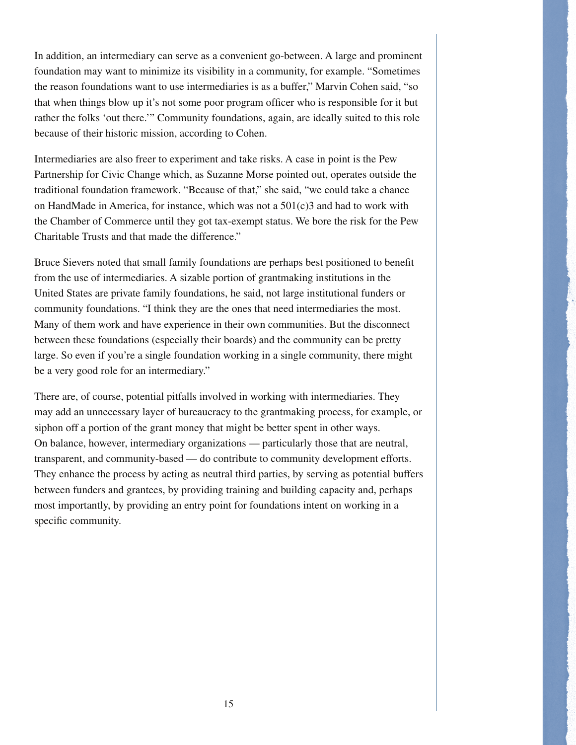In addition, an intermediary can serve as a convenient go-between. A large and prominent foundation may want to minimize its visibility in a community, for example. "Sometimes the reason foundations want to use intermediaries is as a buffer," Marvin Cohen said, "so that when things blow up it's not some poor program officer who is responsible for it but rather the folks 'out there.'" Community foundations, again, are ideally suited to this role because of their historic mission, according to Cohen.

Intermediaries are also freer to experiment and take risks. A case in point is the Pew Partnership for Civic Change which, as Suzanne Morse pointed out, operates outside the traditional foundation framework. "Because of that," she said, "we could take a chance on HandMade in America, for instance, which was not a 501(c)3 and had to work with the Chamber of Commerce until they got tax-exempt status. We bore the risk for the Pew Charitable Trusts and that made the difference."

Bruce Sievers noted that small family foundations are perhaps best positioned to benefit from the use of intermediaries. A sizable portion of grantmaking institutions in the United States are private family foundations, he said, not large institutional funders or community foundations. "I think they are the ones that need intermediaries the most. Many of them work and have experience in their own communities. But the disconnect between these foundations (especially their boards) and the community can be pretty large. So even if you're a single foundation working in a single community, there might be a very good role for an intermediary."

There are, of course, potential pitfalls involved in working with intermediaries. They may add an unnecessary layer of bureaucracy to the grantmaking process, for example, or siphon off a portion of the grant money that might be better spent in other ways. On balance, however, intermediary organizations — particularly those that are neutral, transparent, and community-based — do contribute to community development efforts. They enhance the process by acting as neutral third parties, by serving as potential buffers between funders and grantees, by providing training and building capacity and, perhaps most importantly, by providing an entry point for foundations intent on working in a specific community.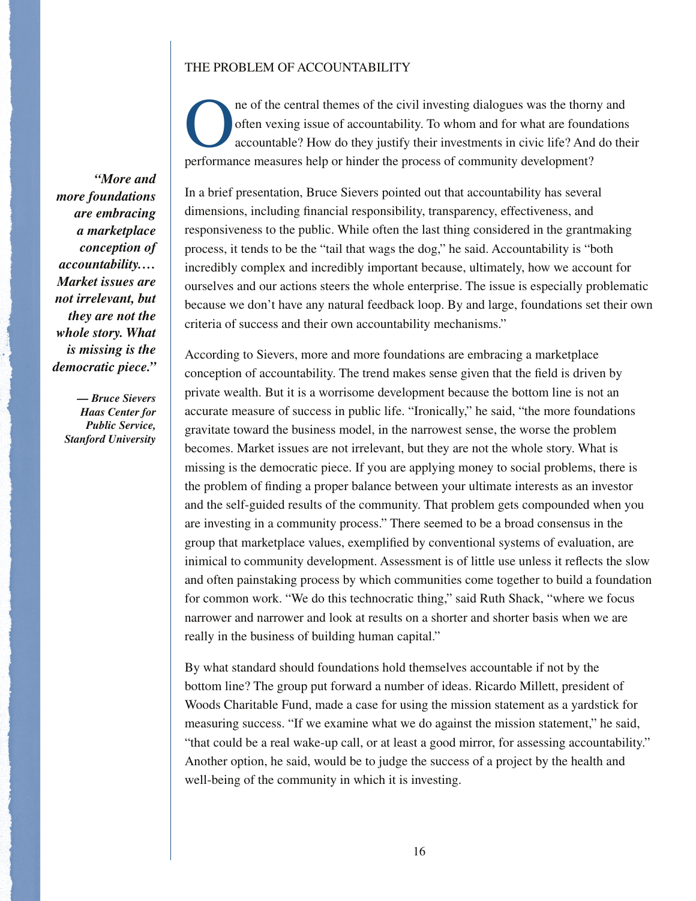## THE PROBLEM OF ACCOUNTABILITY

One of the central themes of the civil investing dialogues was the thorny and often vexing issue of accountability. To whom and for what are foundations accountable? How do they justify their investments in civic life? And do their performance measures help or hinder the process of community development?

> ***"More and more foundations are embracing a marketplace conception of accountability.… Market issues are not irrelevant, but they are not the whole story. What is missing is the democratic piece."***
>
> ***— Bruce Sievers***
> ***Haas Center for Public Service, Stanford University***

In a brief presentation, Bruce Sievers pointed out that accountability has several dimensions, including financial responsibility, transparency, effectiveness, and responsiveness to the public. While often the last thing considered in the grantmaking process, it tends to be the "tail that wags the dog," he said. Accountability is "both incredibly complex and incredibly important because, ultimately, how we account for ourselves and our actions steers the whole enterprise. The issue is especially problematic because we don't have any natural feedback loop. By and large, foundations set their own criteria of success and their own accountability mechanisms."

According to Sievers, more and more foundations are embracing a marketplace conception of accountability. The trend makes sense given that the field is driven by private wealth. But it is a worrisome development because the bottom line is not an accurate measure of success in public life. "Ironically," he said, "the more foundations gravitate toward the business model, in the narrowest sense, the worse the problem becomes. Market issues are not irrelevant, but they are not the whole story. What is missing is the democratic piece. If you are applying money to social problems, there is the problem of finding a proper balance between your ultimate interests as an investor and the self-guided results of the community. That problem gets compounded when you are investing in a community process." There seemed to be a broad consensus in the group that marketplace values, exemplified by conventional systems of evaluation, are inimical to community development. Assessment is of little use unless it reflects the slow and often painstaking process by which communities come together to build a foundation for common work. "We do this technocratic thing," said Ruth Shack, "where we focus narrower and narrower and look at results on a shorter and shorter basis when we are really in the business of building human capital."

By what standard should foundations hold themselves accountable if not by the bottom line? The group put forward a number of ideas. Ricardo Millett, president of Woods Charitable Fund, made a case for using the mission statement as a yardstick for measuring success. "If we examine what we do against the mission statement," he said, "that could be a real wake-up call, or at least a good mirror, for assessing accountability." Another option, he said, would be to judge the success of a project by the health and well-being of the community in which it is investing.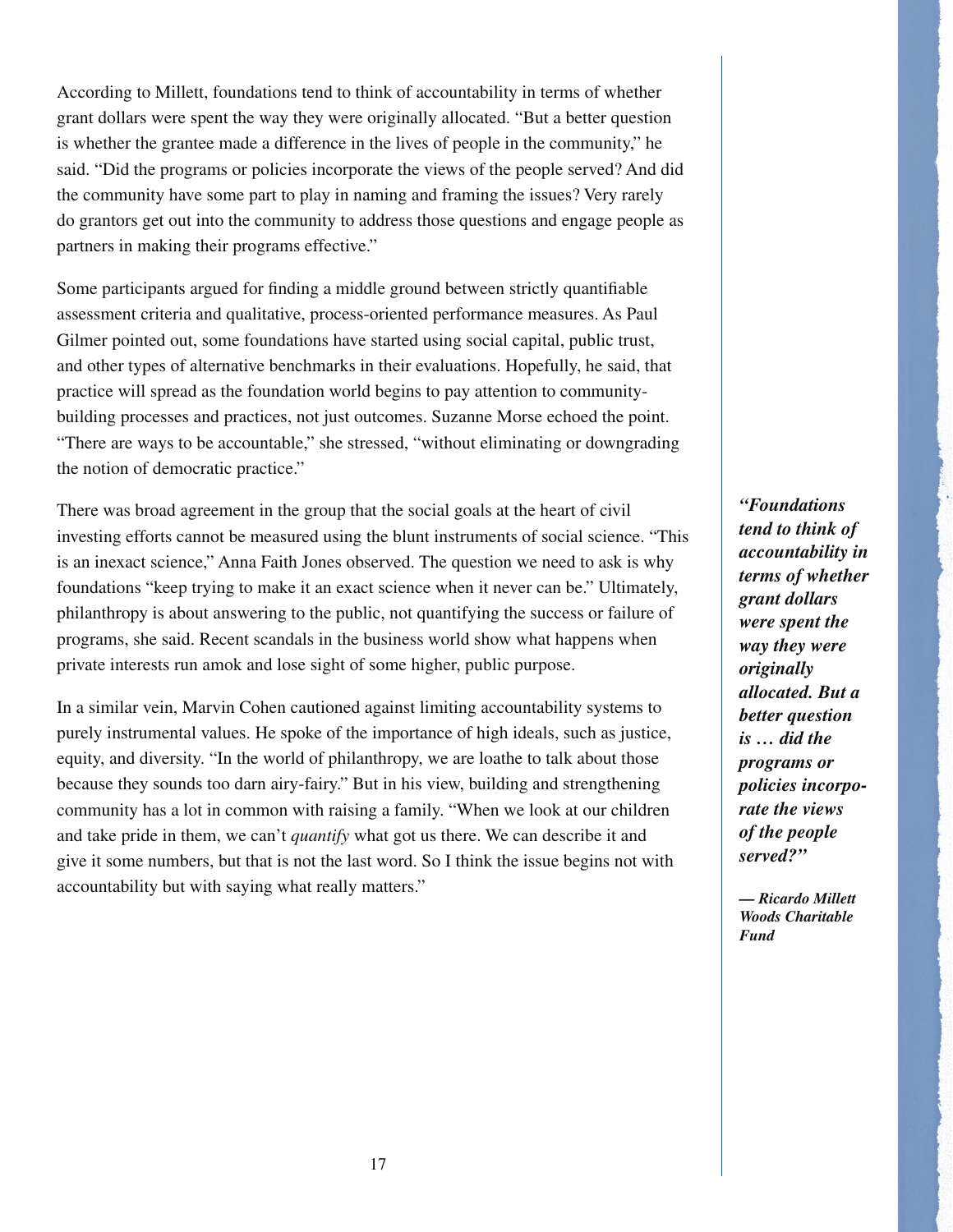According to Millett, foundations tend to think of accountability in terms of whether grant dollars were spent the way they were originally allocated. "But a better question is whether the grantee made a difference in the lives of people in the community," he said. "Did the programs or policies incorporate the views of the people served? And did the community have some part to play in naming and framing the issues? Very rarely do grantors get out into the community to address those questions and engage people as partners in making their programs effective."

Some participants argued for finding a middle ground between strictly quantifiable assessment criteria and qualitative, process-oriented performance measures. As Paul Gilmer pointed out, some foundations have started using social capital, public trust, and other types of alternative benchmarks in their evaluations. Hopefully, he said, that practice will spread as the foundation world begins to pay attention to community-building processes and practices, not just outcomes. Suzanne Morse echoed the point. "There are ways to be accountable," she stressed, "without eliminating or downgrading the notion of democratic practice."

There was broad agreement in the group that the social goals at the heart of civil investing efforts cannot be measured using the blunt instruments of social science. "This is an inexact science," Anna Faith Jones observed. The question we need to ask is why foundations "keep trying to make it an exact science when it never can be." Ultimately, philanthropy is about answering to the public, not quantifying the success or failure of programs, she said. Recent scandals in the business world show what happens when private interests run amok and lose sight of some higher, public purpose.

In a similar vein, Marvin Cohen cautioned against limiting accountability systems to purely instrumental values. He spoke of the importance of high ideals, such as justice, equity, and diversity. "In the world of philanthropy, we are loathe to talk about those because they sounds too darn airy-fairy." But in his view, building and strengthening community has a lot in common with raising a family. "When we look at our children and take pride in them, we can't *quantify* what got us there. We can describe it and give it some numbers, but that is not the last word. So I think the issue begins not with accountability but with saying what really matters."

***"Foundations tend to think of accountability in terms of whether grant dollars were spent the way they were originally allocated. But a better question is … did the programs or policies incorporate the views of the people served?"***

***— Ricardo Millett Woods Charitable Fund***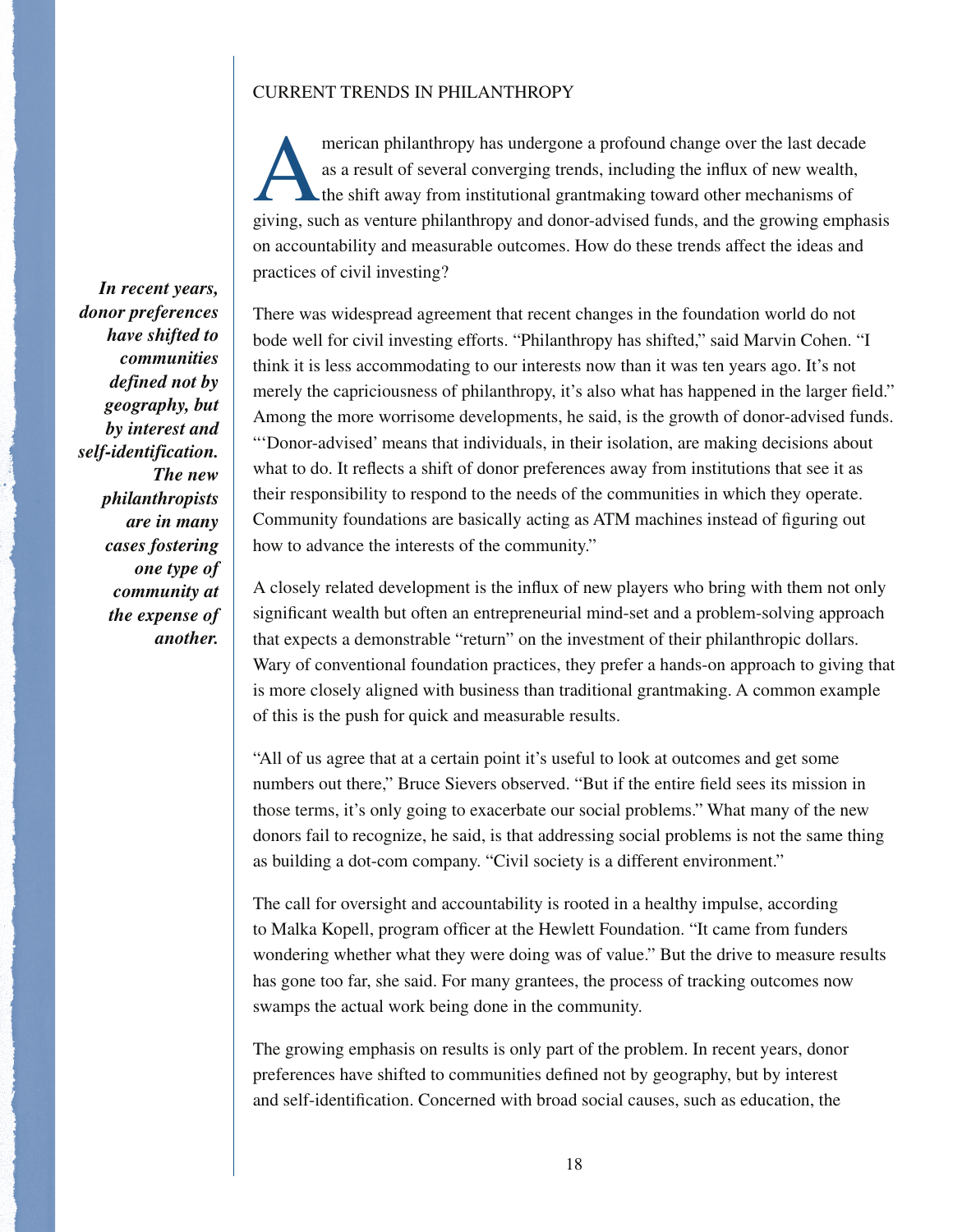## CURRENT TRENDS IN PHILANTHROPY

American philanthropy has undergone a profound change over the last decade as a result of several converging trends, including the influx of new wealth, the shift away from institutional grantmaking toward other mechanisms of giving, such as venture philanthropy and donor-advised funds, and the growing emphasis on accountability and measurable outcomes. How do these trends affect the ideas and practices of civil investing?

***In recent years, donor preferences have shifted to communities defined not by geography, but by interest and self-identification. The new philanthropists are in many cases fostering one type of community at the expense of another.***

There was widespread agreement that recent changes in the foundation world do not bode well for civil investing efforts. "Philanthropy has shifted," said Marvin Cohen. "I think it is less accommodating to our interests now than it was ten years ago. It's not merely the capriciousness of philanthropy, it's also what has happened in the larger field." Among the more worrisome developments, he said, is the growth of donor-advised funds. "'Donor-advised' means that individuals, in their isolation, are making decisions about what to do. It reflects a shift of donor preferences away from institutions that see it as their responsibility to respond to the needs of the communities in which they operate. Community foundations are basically acting as ATM machines instead of figuring out how to advance the interests of the community."

A closely related development is the influx of new players who bring with them not only significant wealth but often an entrepreneurial mind-set and a problem-solving approach that expects a demonstrable "return" on the investment of their philanthropic dollars. Wary of conventional foundation practices, they prefer a hands-on approach to giving that is more closely aligned with business than traditional grantmaking. A common example of this is the push for quick and measurable results.

"All of us agree that at a certain point it's useful to look at outcomes and get some numbers out there," Bruce Sievers observed. "But if the entire field sees its mission in those terms, it's only going to exacerbate our social problems." What many of the new donors fail to recognize, he said, is that addressing social problems is not the same thing as building a dot-com company. "Civil society is a different environment."

The call for oversight and accountability is rooted in a healthy impulse, according to Malka Kopell, program officer at the Hewlett Foundation. "It came from funders wondering whether what they were doing was of value." But the drive to measure results has gone too far, she said. For many grantees, the process of tracking outcomes now swamps the actual work being done in the community.

The growing emphasis on results is only part of the problem. In recent years, donor preferences have shifted to communities defined not by geography, but by interest and self-identification. Concerned with broad social causes, such as education, the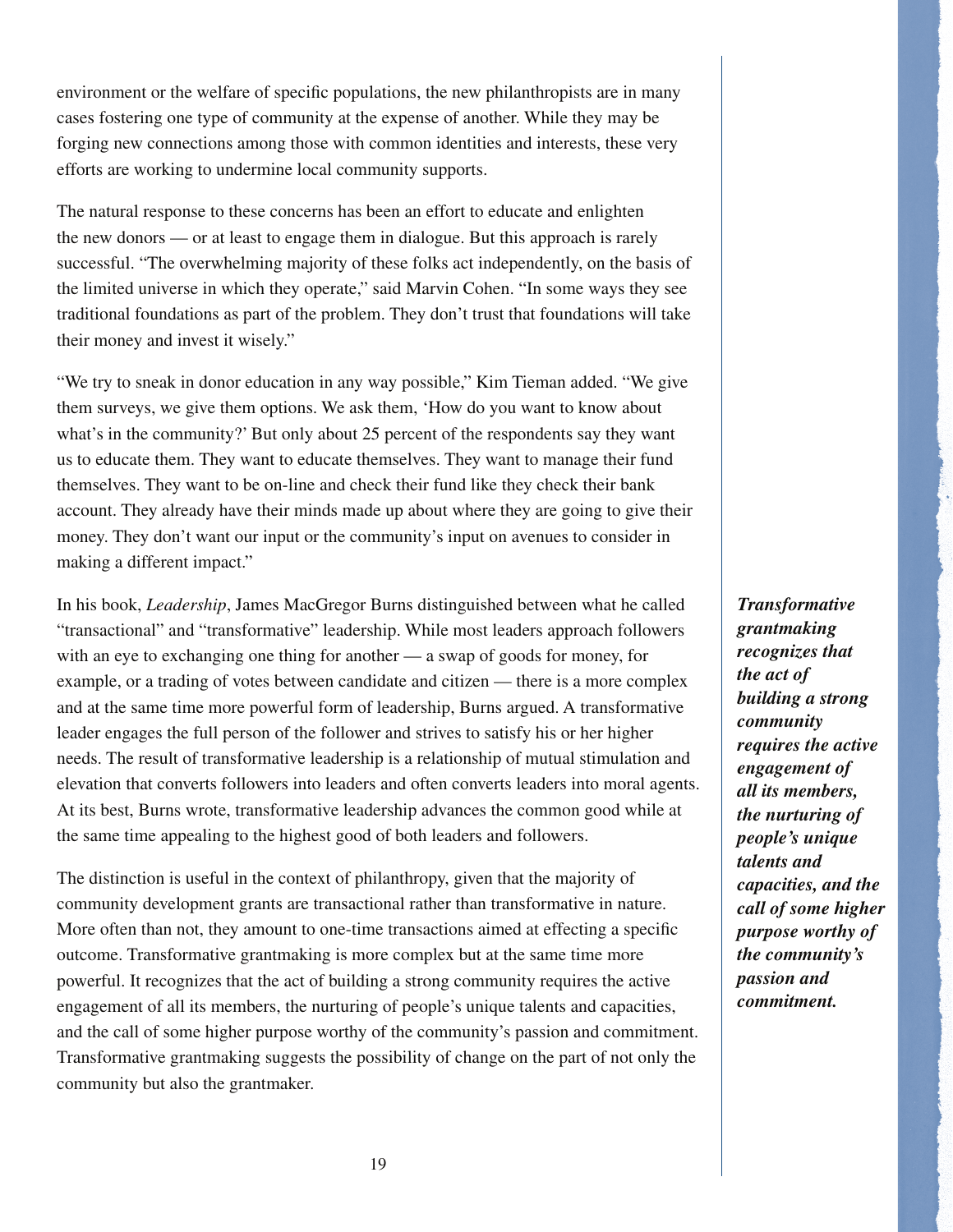environment or the welfare of specific populations, the new philanthropists are in many cases fostering one type of community at the expense of another. While they may be forging new connections among those with common identities and interests, these very efforts are working to undermine local community supports.

The natural response to these concerns has been an effort to educate and enlighten the new donors — or at least to engage them in dialogue. But this approach is rarely successful. "The overwhelming majority of these folks act independently, on the basis of the limited universe in which they operate," said Marvin Cohen. "In some ways they see traditional foundations as part of the problem. They don't trust that foundations will take their money and invest it wisely."

"We try to sneak in donor education in any way possible," Kim Tieman added. "We give them surveys, we give them options. We ask them, 'How do you want to know about what's in the community?' But only about 25 percent of the respondents say they want us to educate them. They want to educate themselves. They want to manage their fund themselves. They want to be on-line and check their fund like they check their bank account. They already have their minds made up about where they are going to give their money. They don't want our input or the community's input on avenues to consider in making a different impact."

In his book, *Leadership*, James MacGregor Burns distinguished between what he called "transactional" and "transformative" leadership. While most leaders approach followers with an eye to exchanging one thing for another — a swap of goods for money, for example, or a trading of votes between candidate and citizen — there is a more complex and at the same time more powerful form of leadership, Burns argued. A transformative leader engages the full person of the follower and strives to satisfy his or her higher needs. The result of transformative leadership is a relationship of mutual stimulation and elevation that converts followers into leaders and often converts leaders into moral agents. At its best, Burns wrote, transformative leadership advances the common good while at the same time appealing to the highest good of both leaders and followers.

***Transformative grantmaking recognizes that the act of building a strong community requires the active engagement of all its members, the nurturing of people's unique talents and capacities, and the call of some higher purpose worthy of the community's passion and commitment.***

The distinction is useful in the context of philanthropy, given that the majority of community development grants are transactional rather than transformative in nature. More often than not, they amount to one-time transactions aimed at effecting a specific outcome. Transformative grantmaking is more complex but at the same time more powerful. It recognizes that the act of building a strong community requires the active engagement of all its members, the nurturing of people's unique talents and capacities, and the call of some higher purpose worthy of the community's passion and commitment. Transformative grantmaking suggests the possibility of change on the part of not only the community but also the grantmaker.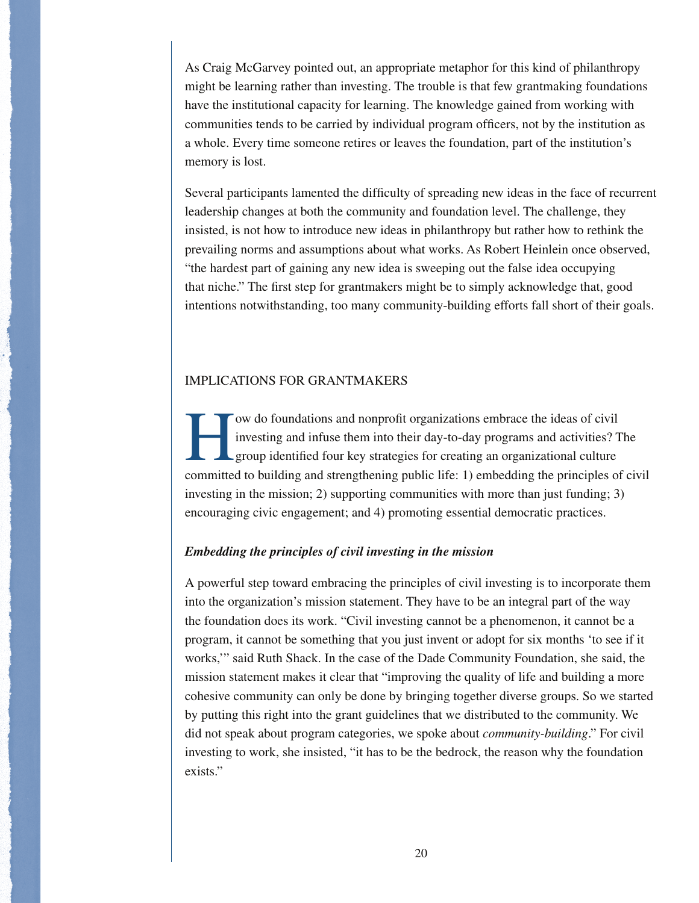As Craig McGarvey pointed out, an appropriate metaphor for this kind of philanthropy might be learning rather than investing. The trouble is that few grantmaking foundations have the institutional capacity for learning. The knowledge gained from working with communities tends to be carried by individual program officers, not by the institution as a whole. Every time someone retires or leaves the foundation, part of the institution's memory is lost.

Several participants lamented the difficulty of spreading new ideas in the face of recurrent leadership changes at both the community and foundation level. The challenge, they insisted, is not how to introduce new ideas in philanthropy but rather how to rethink the prevailing norms and assumptions about what works. As Robert Heinlein once observed, "the hardest part of gaining any new idea is sweeping out the false idea occupying that niche." The first step for grantmakers might be to simply acknowledge that, good intentions notwithstanding, too many community-building efforts fall short of their goals.

## IMPLICATIONS FOR GRANTMAKERS

How do foundations and nonprofit organizations embrace the ideas of civil investing and infuse them into their day-to-day programs and activities? The group identified four key strategies for creating an organizational culture committed to building and strengthening public life: 1) embedding the principles of civil investing in the mission; 2) supporting communities with more than just funding; 3) encouraging civic engagement; and 4) promoting essential democratic practices.

### *Embedding the principles of civil investing in the mission*

A powerful step toward embracing the principles of civil investing is to incorporate them into the organization's mission statement. They have to be an integral part of the way the foundation does its work. "Civil investing cannot be a phenomenon, it cannot be a program, it cannot be something that you just invent or adopt for six months 'to see if it works,'" said Ruth Shack. In the case of the Dade Community Foundation, she said, the mission statement makes it clear that "improving the quality of life and building a more cohesive community can only be done by bringing together diverse groups. So we started by putting this right into the grant guidelines that we distributed to the community. We did not speak about program categories, we spoke about *community-building*." For civil investing to work, she insisted, "it has to be the bedrock, the reason why the foundation exists."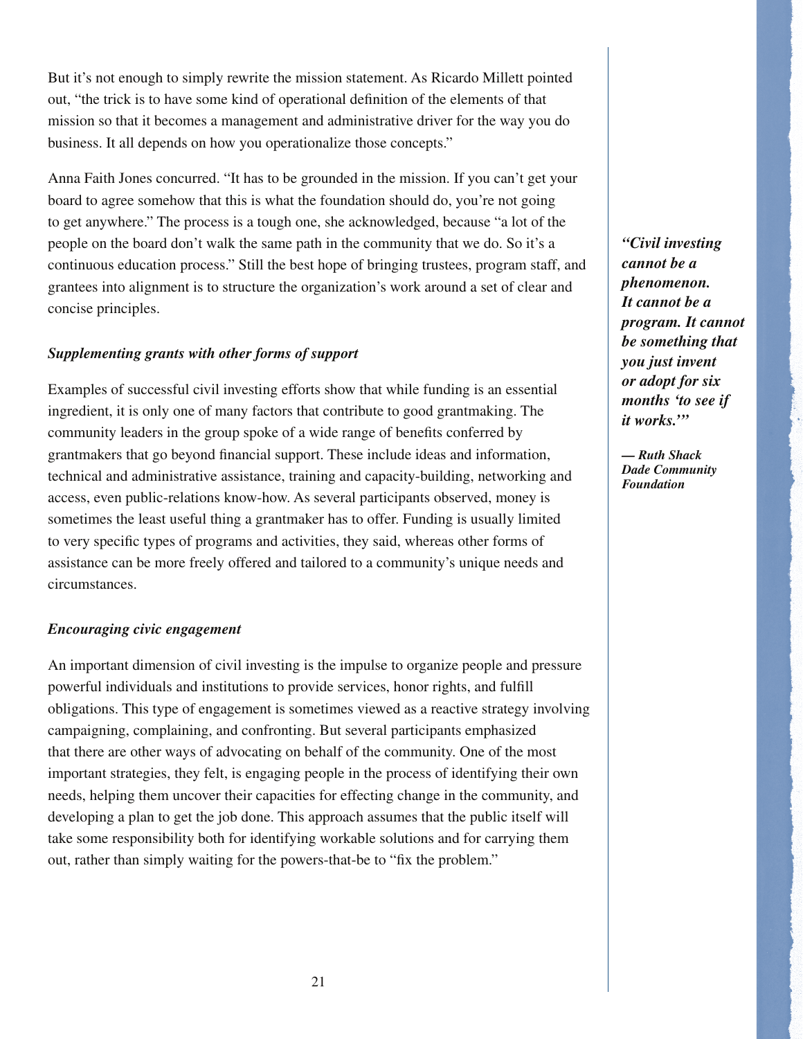But it's not enough to simply rewrite the mission statement. As Ricardo Millett pointed out, "the trick is to have some kind of operational definition of the elements of that mission so that it becomes a management and administrative driver for the way you do business. It all depends on how you operationalize those concepts."

Anna Faith Jones concurred. "It has to be grounded in the mission. If you can't get your board to agree somehow that this is what the foundation should do, you're not going to get anywhere." The process is a tough one, she acknowledged, because "a lot of the people on the board don't walk the same path in the community that we do. So it's a continuous education process." Still the best hope of bringing trustees, program staff, and grantees into alignment is to structure the organization's work around a set of clear and concise principles.

> ***"Civil investing cannot be a phenomenon. It cannot be a program. It cannot be something that you just invent or adopt for six months 'to see if it works.'"***
>
> ***— Ruth Shack***
> ***Dade Community Foundation***

### *Supplementing grants with other forms of support*

Examples of successful civil investing efforts show that while funding is an essential ingredient, it is only one of many factors that contribute to good grantmaking. The community leaders in the group spoke of a wide range of benefits conferred by grantmakers that go beyond financial support. These include ideas and information, technical and administrative assistance, training and capacity-building, networking and access, even public-relations know-how. As several participants observed, money is sometimes the least useful thing a grantmaker has to offer. Funding is usually limited to very specific types of programs and activities, they said, whereas other forms of assistance can be more freely offered and tailored to a community's unique needs and circumstances.

### *Encouraging civic engagement*

An important dimension of civil investing is the impulse to organize people and pressure powerful individuals and institutions to provide services, honor rights, and fulfill obligations. This type of engagement is sometimes viewed as a reactive strategy involving campaigning, complaining, and confronting. But several participants emphasized that there are other ways of advocating on behalf of the community. One of the most important strategies, they felt, is engaging people in the process of identifying their own needs, helping them uncover their capacities for effecting change in the community, and developing a plan to get the job done. This approach assumes that the public itself will take some responsibility both for identifying workable solutions and for carrying them out, rather than simply waiting for the powers-that-be to "fix the problem."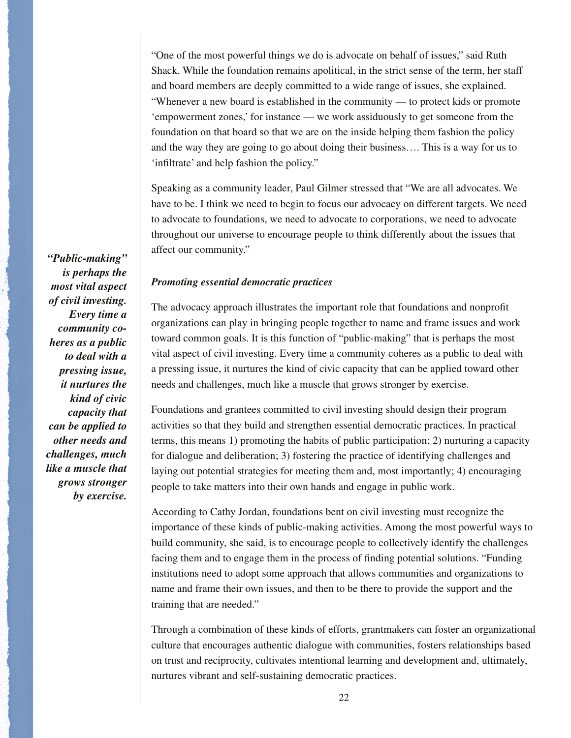"One of the most powerful things we do is advocate on behalf of issues," said Ruth Shack. While the foundation remains apolitical, in the strict sense of the term, her staff and board members are deeply committed to a wide range of issues, she explained. "Whenever a new board is established in the community — to protect kids or promote 'empowerment zones,' for instance — we work assiduously to get someone from the foundation on that board so that we are on the inside helping them fashion the policy and the way they are going to go about doing their business…. This is a way for us to 'infiltrate' and help fashion the policy."

Speaking as a community leader, Paul Gilmer stressed that "We are all advocates. We have to be. I think we need to begin to focus our advocacy on different targets. We need to advocate to foundations, we need to advocate to corporations, we need to advocate throughout our universe to encourage people to think differently about the issues that affect our community."

***"Public-making" is perhaps the most vital aspect of civil investing. Every time a community coheres as a public to deal with a pressing issue, it nurtures the kind of civic capacity that can be applied to other needs and challenges, much like a muscle that grows stronger by exercise.***

### *Promoting essential democratic practices*

The advocacy approach illustrates the important role that foundations and nonprofit organizations can play in bringing people together to name and frame issues and work toward common goals. It is this function of "public-making" that is perhaps the most vital aspect of civil investing. Every time a community coheres as a public to deal with a pressing issue, it nurtures the kind of civic capacity that can be applied toward other needs and challenges, much like a muscle that grows stronger by exercise.

Foundations and grantees committed to civil investing should design their program activities so that they build and strengthen essential democratic practices. In practical terms, this means 1) promoting the habits of public participation; 2) nurturing a capacity for dialogue and deliberation; 3) fostering the practice of identifying challenges and laying out potential strategies for meeting them and, most importantly; 4) encouraging people to take matters into their own hands and engage in public work.

According to Cathy Jordan, foundations bent on civil investing must recognize the importance of these kinds of public-making activities. Among the most powerful ways to build community, she said, is to encourage people to collectively identify the challenges facing them and to engage them in the process of finding potential solutions. "Funding institutions need to adopt some approach that allows communities and organizations to name and frame their own issues, and then to be there to provide the support and the training that are needed."

Through a combination of these kinds of efforts, grantmakers can foster an organizational culture that encourages authentic dialogue with communities, fosters relationships based on trust and reciprocity, cultivates intentional learning and development and, ultimately, nurtures vibrant and self-sustaining democratic practices.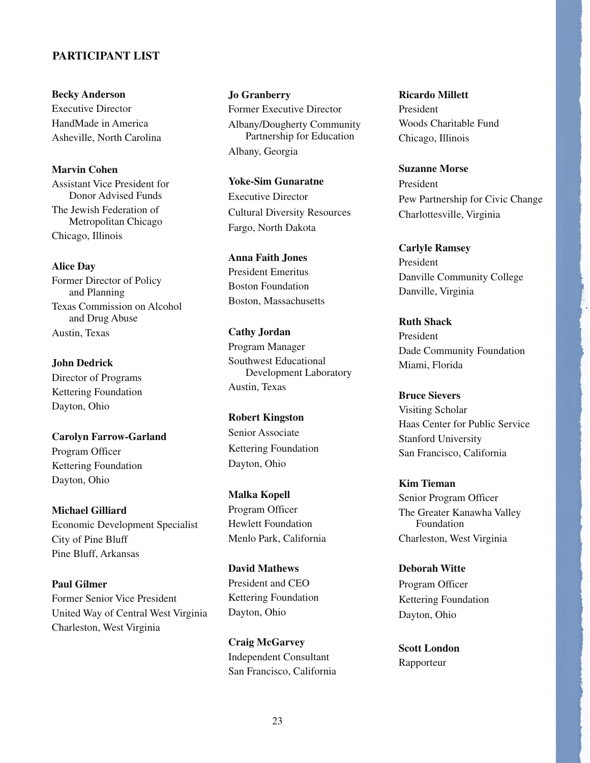## PARTICIPANT LIST

**Becky Anderson**
Executive Director
HandMade in America
Asheville, North Carolina

**Marvin Cohen**
Assistant Vice President for Donor Advised Funds
The Jewish Federation of Metropolitan Chicago
Chicago, Illinois

**Alice Day**
Former Director of Policy and Planning
Texas Commission on Alcohol and Drug Abuse
Austin, Texas

**John Dedrick**
Director of Programs
Kettering Foundation
Dayton, Ohio

**Carolyn Farrow-Garland**
Program Officer
Kettering Foundation
Dayton, Ohio

**Michael Gilliard**
Economic Development Specialist
City of Pine Bluff
Pine Bluff, Arkansas

**Paul Gilmer**
Former Senior Vice President
United Way of Central West Virginia
Charleston, West Virginia

**Jo Granberry**
Former Executive Director
Albany/Dougherty Community Partnership for Education
Albany, Georgia

**Yoke-Sim Gunaratne**
Executive Director
Cultural Diversity Resources
Fargo, North Dakota

**Anna Faith Jones**
President Emeritus
Boston Foundation
Boston, Massachusetts

**Cathy Jordan**
Program Manager
Southwest Educational Development Laboratory
Austin, Texas

**Robert Kingston**
Senior Associate
Kettering Foundation
Dayton, Ohio

**Malka Kopell**
Program Officer
Hewlett Foundation
Menlo Park, California

**David Mathews**
President and CEO
Kettering Foundation
Dayton, Ohio

**Craig McGarvey**
Independent Consultant
San Francisco, California

**Ricardo Millett**
President
Woods Charitable Fund
Chicago, Illinois

**Suzanne Morse**
President
Pew Partnership for Civic Change
Charlottesville, Virginia

**Carlyle Ramsey**
President
Danville Community College
Danville, Virginia

**Ruth Shack**
President
Dade Community Foundation
Miami, Florida

**Bruce Sievers**
Visiting Scholar
Haas Center for Public Service
Stanford University
San Francisco, California

**Kim Tieman**
Senior Program Officer
The Greater Kanawha Valley Foundation
Charleston, West Virginia

**Deborah Witte**
Program Officer
Kettering Foundation
Dayton, Ohio

**Scott London**
Rapporteur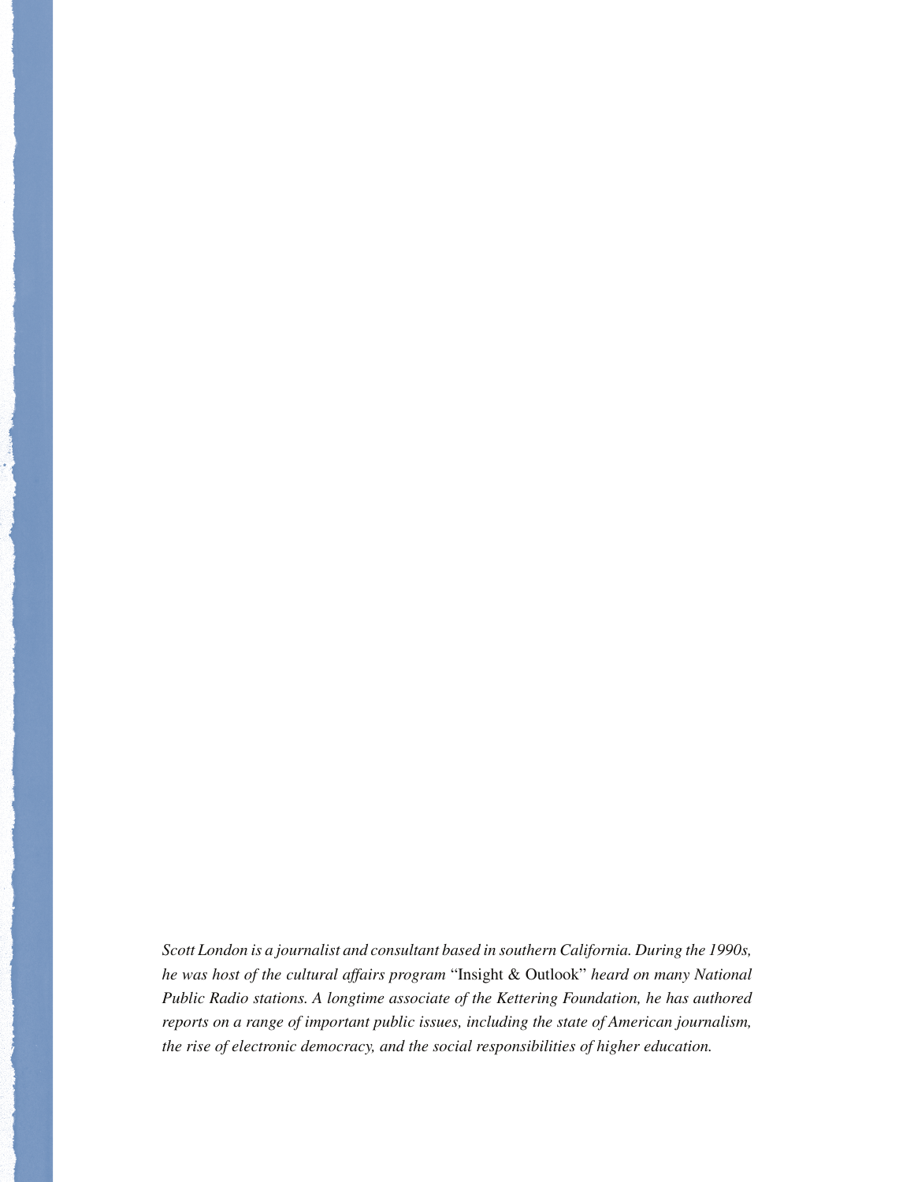*Scott London is a journalist and consultant based in southern California. During the 1990s, he was host of the cultural affairs program* "Insight & Outlook" *heard on many National Public Radio stations. A longtime associate of the Kettering Foundation, he has authored reports on a range of important public issues, including the state of American journalism, the rise of electronic democracy, and the social responsibilities of higher education.*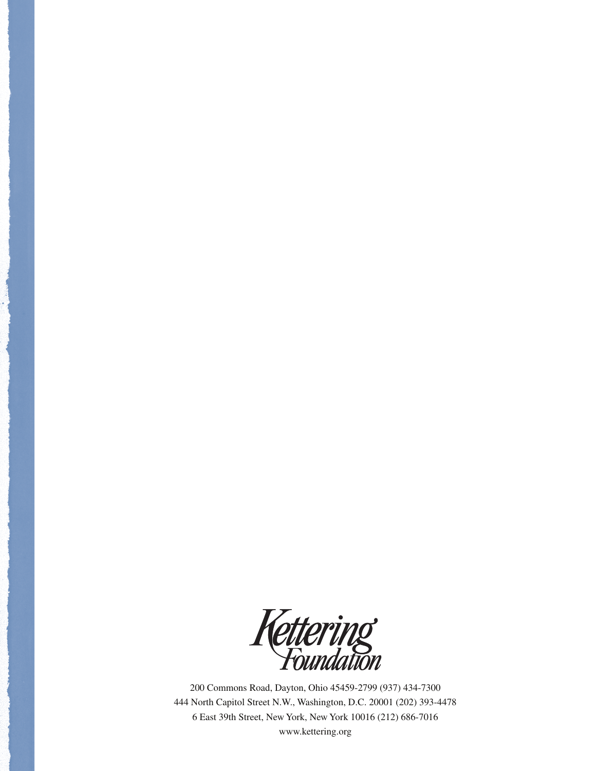Kettering Foundation

200 Commons Road, Dayton, Ohio 45459-2799 (937) 434-7300
444 North Capitol Street N.W., Washington, D.C. 20001 (202) 393-4478
6 East 39th Street, New York, New York 10016 (212) 686-7016
www.kettering.org